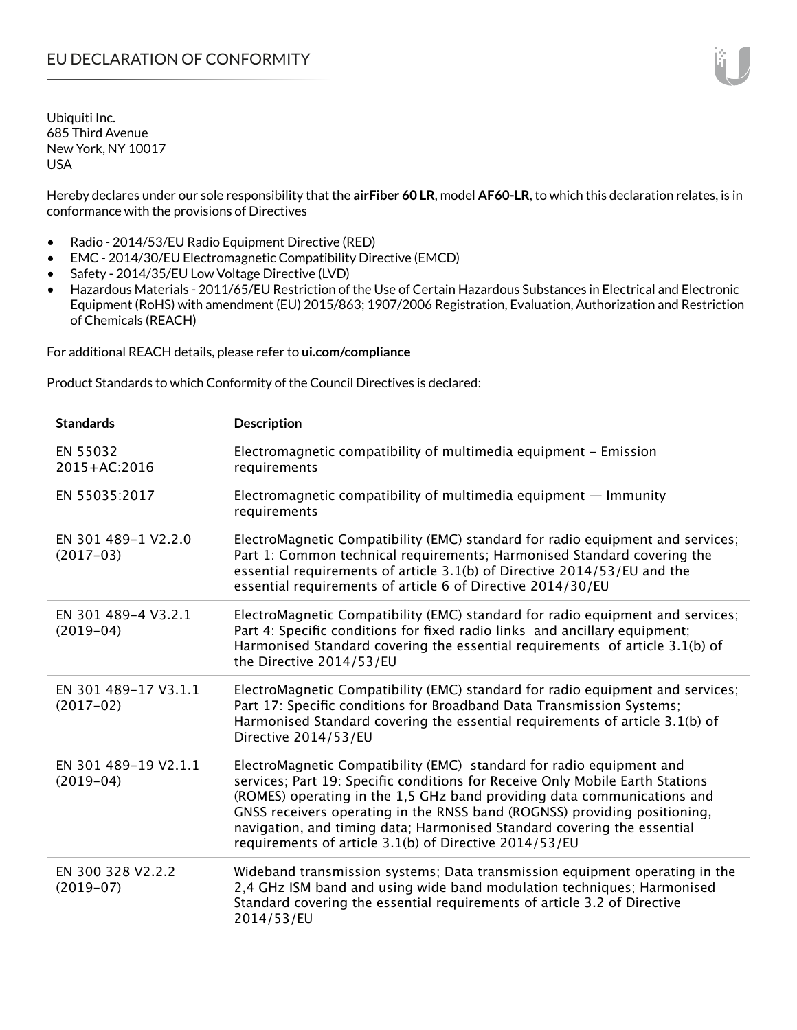# EU DECLARATION OF CONFORMITY

Ubiquiti Inc.
685 Third Avenue
New York, NY 10017
USA

Hereby declares under our sole responsibility that the **airFiber 60 LR**, model **AF60-LR**, to which this declaration relates, is in conformance with the provisions of Directives

- Radio - 2014/53/EU Radio Equipment Directive (RED)
- EMC - 2014/30/EU Electromagnetic Compatibility Directive (EMCD)
- Safety - 2014/35/EU Low Voltage Directive (LVD)
- Hazardous Materials - 2011/65/EU Restriction of the Use of Certain Hazardous Substances in Electrical and Electronic Equipment (RoHS) with amendment (EU) 2015/863; 1907/2006 Registration, Evaluation, Authorization and Restriction of Chemicals (REACH)

For additional REACH details, please refer to **ui.com/compliance**

Product Standards to which Conformity of the Council Directives is declared:

| Standards | Description |
|---|---|
| EN 55032 2015+AC:2016 | Electromagnetic compatibility of multimedia equipment – Emission requirements |
| EN 55035:2017 | Electromagnetic compatibility of multimedia equipment — Immunity requirements |
| EN 301 489-1 V2.2.0 (2017-03) | ElectroMagnetic Compatibility (EMC) standard for radio equipment and services; Part 1: Common technical requirements; Harmonised Standard covering the essential requirements of article 3.1(b) of Directive 2014/53/EU and the essential requirements of article 6 of Directive 2014/30/EU |
| EN 301 489-4 V3.2.1 (2019-04) | ElectroMagnetic Compatibility (EMC) standard for radio equipment and services; Part 4: Specific conditions for fixed radio links and ancillary equipment; Harmonised Standard covering the essential requirements of article 3.1(b) of the Directive 2014/53/EU |
| EN 301 489-17 V3.1.1 (2017-02) | ElectroMagnetic Compatibility (EMC) standard for radio equipment and services; Part 17: Specific conditions for Broadband Data Transmission Systems; Harmonised Standard covering the essential requirements of article 3.1(b) of Directive 2014/53/EU |
| EN 301 489-19 V2.1.1 (2019-04) | ElectroMagnetic Compatibility (EMC) standard for radio equipment and services; Part 19: Specific conditions for Receive Only Mobile Earth Stations (ROMES) operating in the 1,5 GHz band providing data communications and GNSS receivers operating in the RNSS band (ROGNSS) providing positioning, navigation, and timing data; Harmonised Standard covering the essential requirements of article 3.1(b) of Directive 2014/53/EU |
| EN 300 328 V2.2.2 (2019-07) | Wideband transmission systems; Data transmission equipment operating in the 2,4 GHz ISM band and using wide band modulation techniques; Harmonised Standard covering the essential requirements of article 3.2 of Directive 2014/53/EU |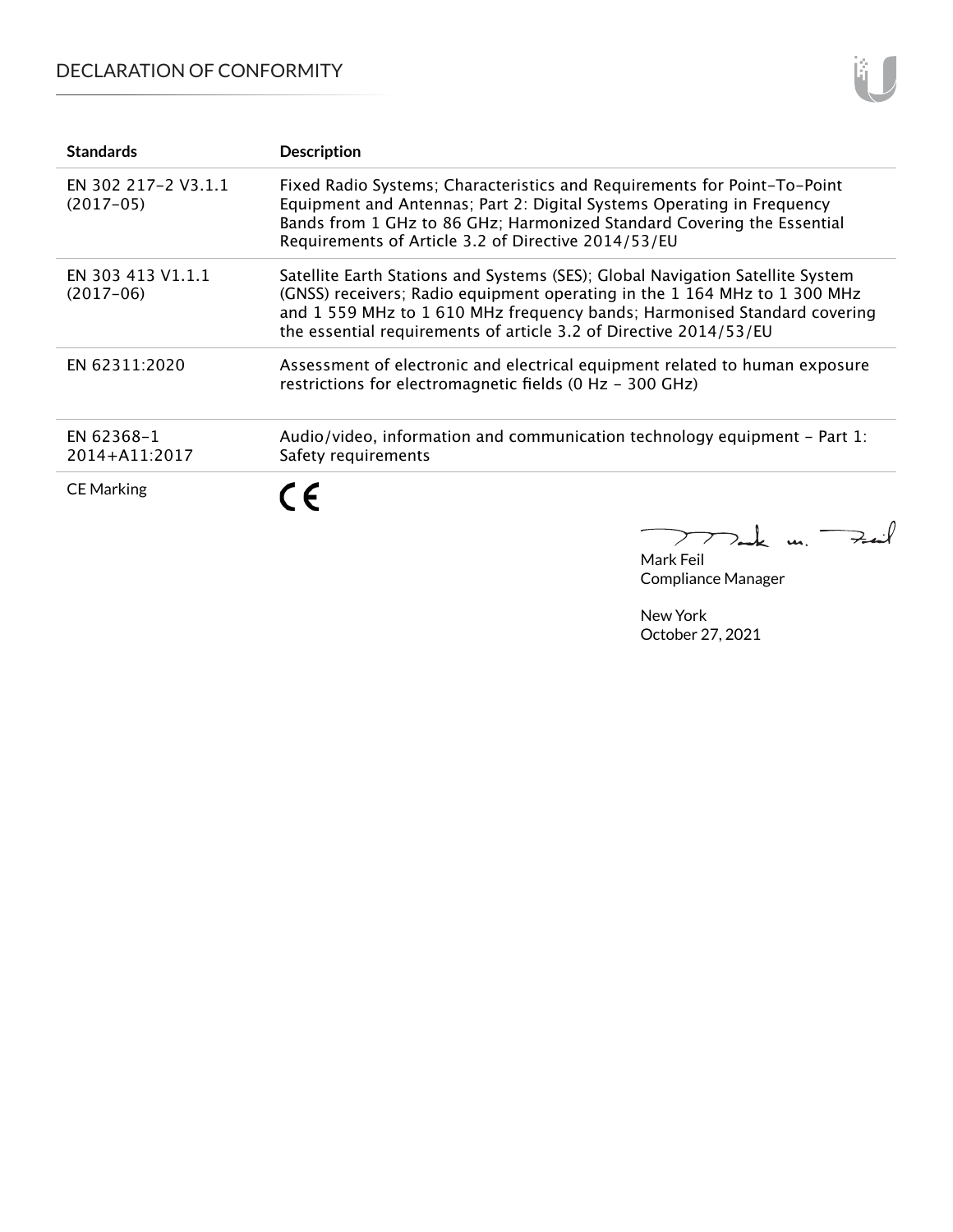| Standards | Description |
| --- | --- |
| EN 302 217-2 V3.1.1 (2017-05) | Fixed Radio Systems; Characteristics and Requirements for Point-To-Point Equipment and Antennas; Part 2: Digital Systems Operating in Frequency Bands from 1 GHz to 86 GHz; Harmonized Standard Covering the Essential Requirements of Article 3.2 of Directive 2014/53/EU |
| EN 303 413 V1.1.1 (2017-06) | Satellite Earth Stations and Systems (SES); Global Navigation Satellite System (GNSS) receivers; Radio equipment operating in the 1 164 MHz to 1 300 MHz and 1 559 MHz to 1 610 MHz frequency bands; Harmonised Standard covering the essential requirements of article 3.2 of Directive 2014/53/EU |
| EN 62311:2020 | Assessment of electronic and electrical equipment related to human exposure restrictions for electromagnetic fields (0 Hz - 300 GHz) |
| EN 62368-1 2014+A11:2017 | Audio/video, information and communication technology equipment - Part 1: Safety requirements |
| CE Marking | CE |

Mark Feil
Compliance Manager

New York
October 27, 2021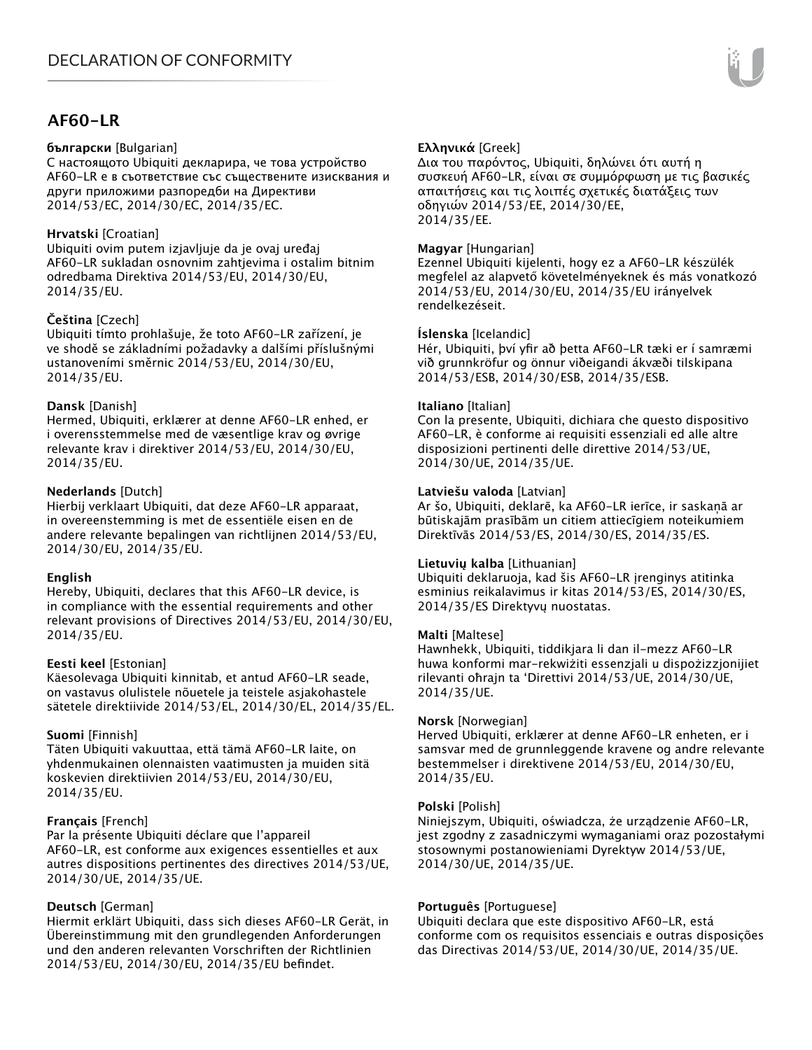# AF60-LR

**български** [Bulgarian]
С настоящото Ubiquiti декларира, че това устройство AF60-LR е в съответствие със съществените изисквания и други приложими разпоредби на Директиви 2014/53/EC, 2014/30/ЕС, 2014/35/ЕС.

**Hrvatski** [Croatian]
Ubiquiti ovim putem izjavljuje da je ovaj uređaj AF60-LR sukladan osnovnim zahtjevima i ostalim bitnim odredbama Direktiva 2014/53/EU, 2014/30/EU, 2014/35/EU.

**Čeština** [Czech]
Ubiquiti tímto prohlašuje, že toto AF60-LR zařízení, je ve shodě se základními požadavky a dalšími příslušnými ustanoveními směrnic 2014/53/EU, 2014/30/EU, 2014/35/EU.

**Dansk** [Danish]
Hermed, Ubiquiti, erklærer at denne AF60-LR enhed, er i overensstemmelse med de væsentlige krav og øvrige relevante krav i direktiver 2014/53/EU, 2014/30/EU, 2014/35/EU.

**Nederlands** [Dutch]
Hierbij verklaart Ubiquiti, dat deze AF60-LR apparaat, in overeenstemming is met de essentiële eisen en de andere relevante bepalingen van richtlijnen 2014/53/EU, 2014/30/EU, 2014/35/EU.

**English**
Hereby, Ubiquiti, declares that this AF60-LR device, is in compliance with the essential requirements and other relevant provisions of Directives 2014/53/EU, 2014/30/EU, 2014/35/EU.

**Eesti keel** [Estonian]
Käesolevaga Ubiquiti kinnitab, et antud AF60-LR seade, on vastavus olulistele nõuetele ja teistele asjakohastele sätetele direktiivide 2014/53/EL, 2014/30/EL, 2014/35/EL.

**Suomi** [Finnish]
Täten Ubiquiti vakuuttaa, että tämä AF60-LR laite, on yhdenmukainen olennaisten vaatimusten ja muiden sitä koskevien direktiivien 2014/53/EU, 2014/30/EU, 2014/35/EU.

**Français** [French]
Par la présente Ubiquiti déclare que l'appareil AF60-LR, est conforme aux exigences essentielles et aux autres dispositions pertinentes des directives 2014/53/UE, 2014/30/UE, 2014/35/UE.

**Deutsch** [German]
Hiermit erklärt Ubiquiti, dass sich dieses AF60-LR Gerät, in Übereinstimmung mit den grundlegenden Anforderungen und den anderen relevanten Vorschriften der Richtlinien 2014/53/EU, 2014/30/EU, 2014/35/EU befindet.

**Ελληνικά** [Greek]
Δια του παρόντος, Ubiquiti, δηλώνει ότι αυτή η συσκευή AF60-LR, είναι σε συμμόρφωση με τις βασικές απαιτήσεις και τις λοιπές σχετικές διατάξεις των οδηγιών 2014/53/EE, 2014/30/EE, 2014/35/EE.

**Magyar** [Hungarian]
Ezennel Ubiquiti kijelenti, hogy ez a AF60-LR készülék megfelel az alapvető követelményeknek és más vonatkozó 2014/53/EU, 2014/30/EU, 2014/35/EU irányelvek rendelkezéseit.

**Íslenska** [Icelandic]
Hér, Ubiquiti, því yfir að þetta AF60-LR tæki er í samræmi við grunnkröfur og önnur viðeigandi ákvæði tilskipana 2014/53/ESB, 2014/30/ESB, 2014/35/ESB.

**Italiano** [Italian]
Con la presente, Ubiquiti, dichiara che questo dispositivo AF60-LR, è conforme ai requisiti essenziali ed alle altre disposizioni pertinenti delle direttive 2014/53/UE, 2014/30/UE, 2014/35/UE.

**Latviešu valoda** [Latvian]
Ar šo, Ubiquiti, deklarē, ka AF60-LR ierīce, ir saskaņā ar būtiskajām prasībām un citiem attiecīgiem noteikumiem Direktīvās 2014/53/ES, 2014/30/ES, 2014/35/ES.

**Lietuvių kalba** [Lithuanian]
Ubiquiti deklaruoja, kad šis AF60-LR įrenginys atitinka esminius reikalavimus ir kitas 2014/53/ES, 2014/30/ES, 2014/35/ES Direktyvų nuostatas.

**Malti** [Maltese]
Hawnhekk, Ubiquiti, tiddikjara li dan il-mezz AF60-LR huwa konformi mar-rekwiżiti essenzjali u dispożizzjonijiet rilevanti oħrajn ta 'Direttivi 2014/53/UE, 2014/30/UE, 2014/35/UE.

**Norsk** [Norwegian]
Herved Ubiquiti, erklærer at denne AF60-LR enheten, er i samsvar med de grunnleggende kravene og andre relevante bestemmelser i direktivene 2014/53/EU, 2014/30/EU, 2014/35/EU.

**Polski** [Polish]
Niniejszym, Ubiquiti, oświadcza, że urządzenie AF60-LR, jest zgodny z zasadniczymi wymaganiami oraz pozostałymi stosownymi postanowieniami Dyrektyw 2014/53/UE, 2014/30/UE, 2014/35/UE.

**Português** [Portuguese]
Ubiquiti declara que este dispositivo AF60-LR, está conforme com os requisitos essenciais e outras disposições das Directivas 2014/53/UE, 2014/30/UE, 2014/35/UE.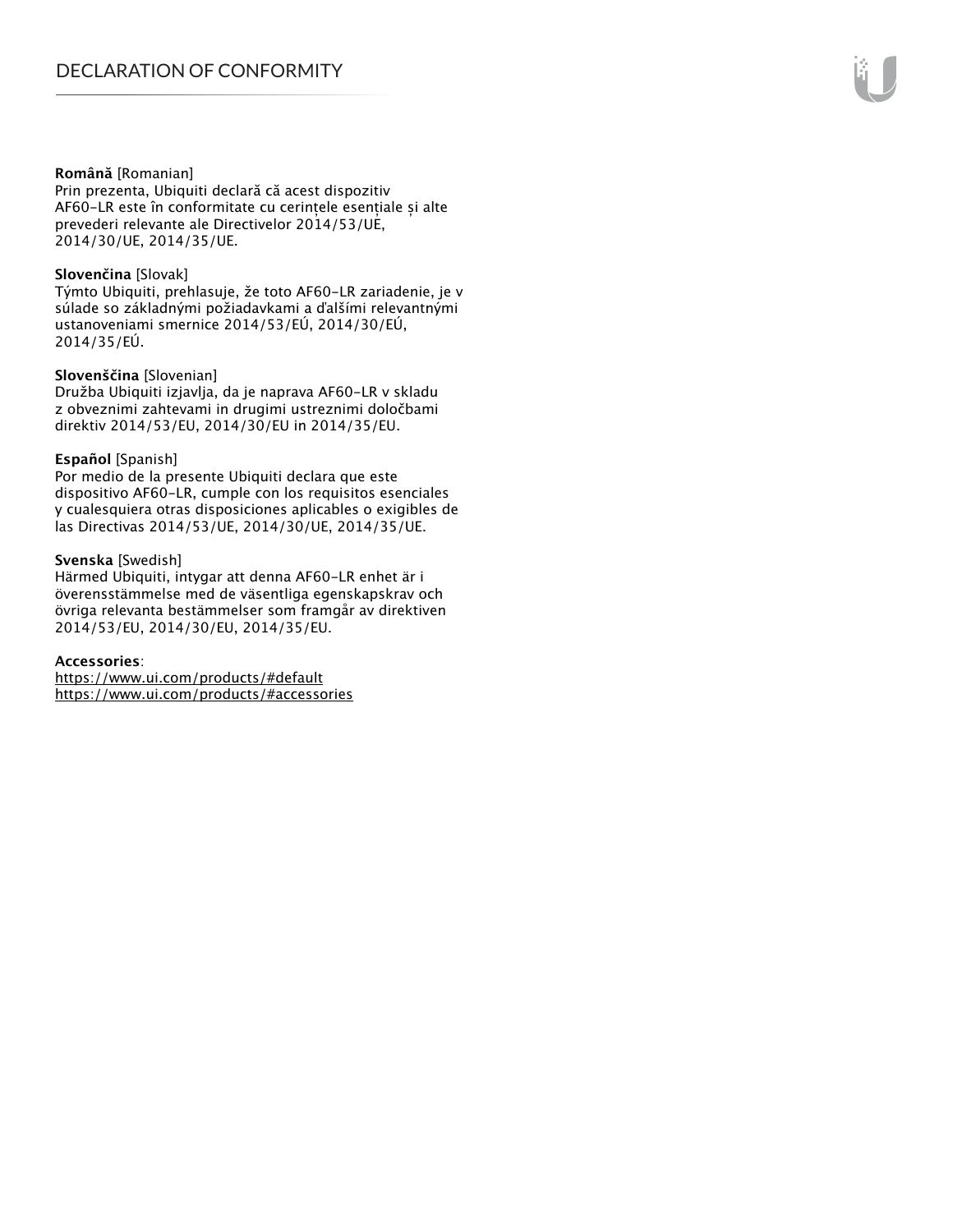**Română** [Romanian]
Prin prezenta, Ubiquiti declară că acest dispozitiv AF60-LR este în conformitate cu cerințele esențiale și alte prevederi relevante ale Directivelor 2014/53/UE, 2014/30/UE, 2014/35/UE.

**Slovenčina** [Slovak]
Týmto Ubiquiti, prehlasuje, že toto AF60-LR zariadenie, je v súlade so základnými požiadavkami a ďalšími relevantnými ustanoveniami smernice 2014/53/EÚ, 2014/30/EÚ, 2014/35/EÚ.

**Slovenščina** [Slovenian]
Družba Ubiquiti izjavlja, da je naprava AF60-LR v skladu z obveznimi zahtevami in drugimi ustreznimi določbami direktiv 2014/53/EU, 2014/30/EU in 2014/35/EU.

**Español** [Spanish]
Por medio de la presente Ubiquiti declara que este dispositivo AF60-LR, cumple con los requisitos esenciales y cualesquiera otras disposiciones aplicables o exigibles de las Directivas 2014/53/UE, 2014/30/UE, 2014/35/UE.

**Svenska** [Swedish]
Härmed Ubiquiti, intygar att denna AF60-LR enhet är i överensstämmelse med de väsentliga egenskapskrav och övriga relevanta bestämmelser som framgår av direktiven 2014/53/EU, 2014/30/EU, 2014/35/EU.

**Accessories**:
https://www.ui.com/products/#default
https://www.ui.com/products/#accessories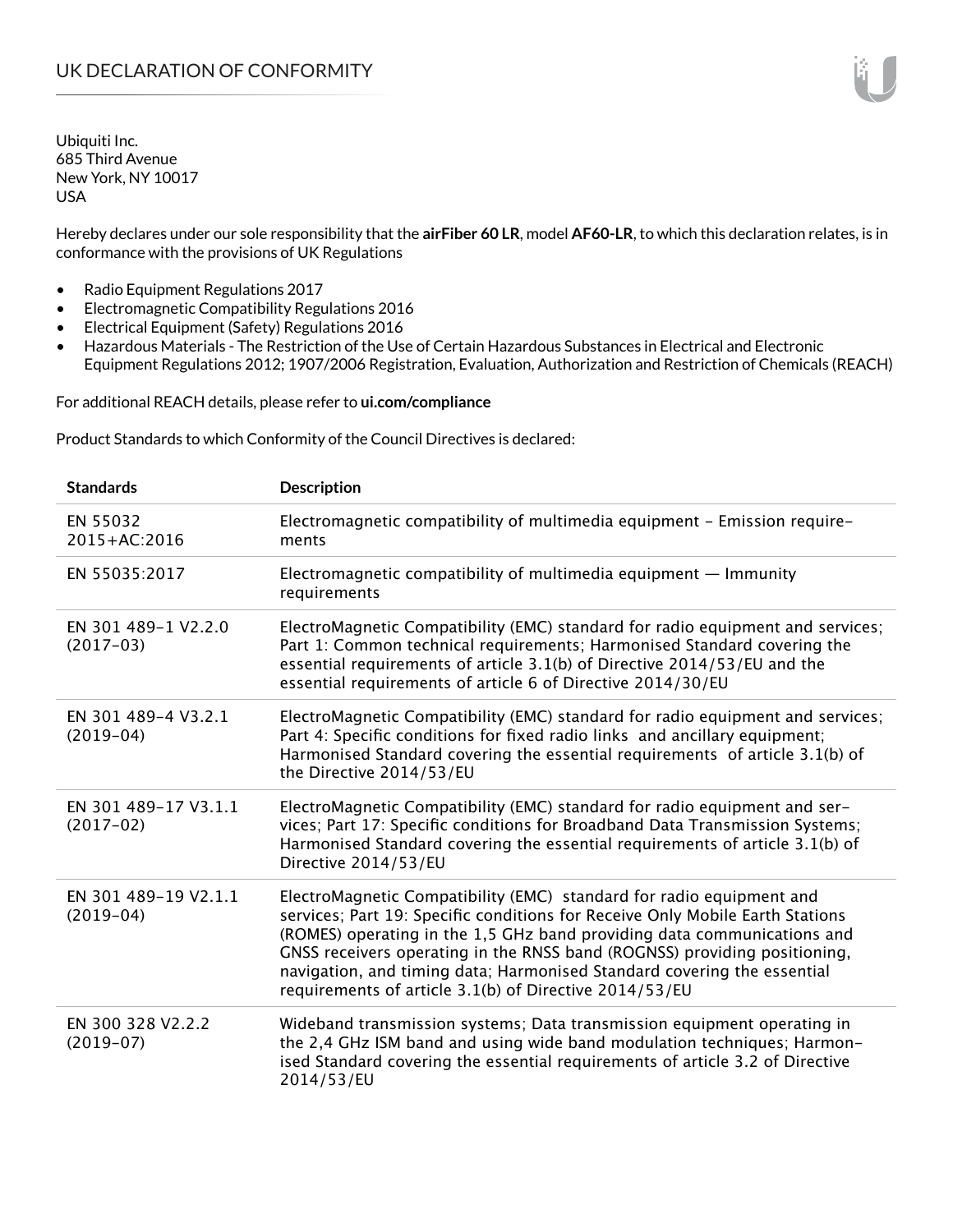# UK DECLARATION OF CONFORMITY

Ubiquiti Inc.
685 Third Avenue
New York, NY 10017
USA

Hereby declares under our sole responsibility that the **airFiber 60 LR**, model **AF60-LR**, to which this declaration relates, is in conformance with the provisions of UK Regulations

- Radio Equipment Regulations 2017
- Electromagnetic Compatibility Regulations 2016
- Electrical Equipment (Safety) Regulations 2016
- Hazardous Materials - The Restriction of the Use of Certain Hazardous Substances in Electrical and Electronic Equipment Regulations 2012; 1907/2006 Registration, Evaluation, Authorization and Restriction of Chemicals (REACH)

For additional REACH details, please refer to **ui.com/compliance**

Product Standards to which Conformity of the Council Directives is declared:

| Standards | Description |
|---|---|
| EN 55032 2015+AC:2016 | Electromagnetic compatibility of multimedia equipment – Emission requirements |
| EN 55035:2017 | Electromagnetic compatibility of multimedia equipment — Immunity requirements |
| EN 301 489-1 V2.2.0 (2017-03) | ElectroMagnetic Compatibility (EMC) standard for radio equipment and services; Part 1: Common technical requirements; Harmonised Standard covering the essential requirements of article 3.1(b) of Directive 2014/53/EU and the essential requirements of article 6 of Directive 2014/30/EU |
| EN 301 489-4 V3.2.1 (2019-04) | ElectroMagnetic Compatibility (EMC) standard for radio equipment and services; Part 4: Specific conditions for fixed radio links and ancillary equipment; Harmonised Standard covering the essential requirements of article 3.1(b) of the Directive 2014/53/EU |
| EN 301 489-17 V3.1.1 (2017-02) | ElectroMagnetic Compatibility (EMC) standard for radio equipment and services; Part 17: Specific conditions for Broadband Data Transmission Systems; Harmonised Standard covering the essential requirements of article 3.1(b) of Directive 2014/53/EU |
| EN 301 489-19 V2.1.1 (2019-04) | ElectroMagnetic Compatibility (EMC) standard for radio equipment and services; Part 19: Specific conditions for Receive Only Mobile Earth Stations (ROMES) operating in the 1,5 GHz band providing data communications and GNSS receivers operating in the RNSS band (ROGNSS) providing positioning, navigation, and timing data; Harmonised Standard covering the essential requirements of article 3.1(b) of Directive 2014/53/EU |
| EN 300 328 V2.2.2 (2019-07) | Wideband transmission systems; Data transmission equipment operating in the 2,4 GHz ISM band and using wide band modulation techniques; Harmonised Standard covering the essential requirements of article 3.2 of Directive 2014/53/EU |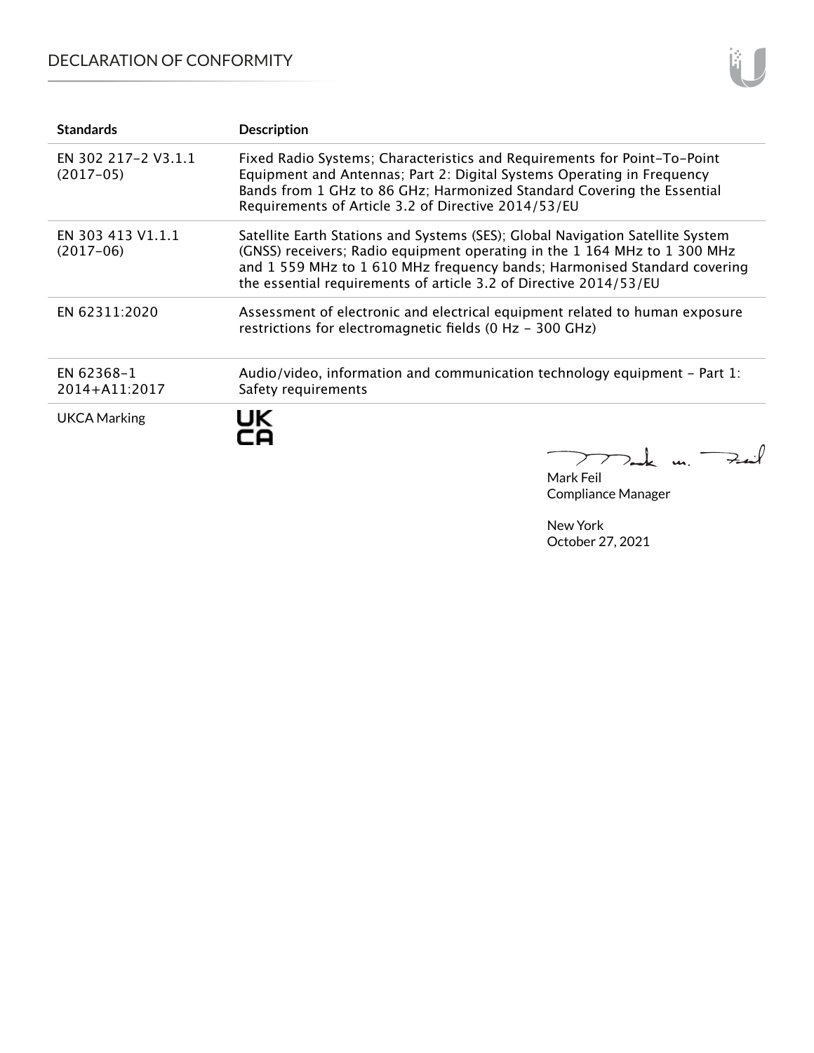| Standards | Description |
| --- | --- |
| EN 302 217-2 V3.1.1 (2017-05) | Fixed Radio Systems; Characteristics and Requirements for Point-To-Point Equipment and Antennas; Part 2: Digital Systems Operating in Frequency Bands from 1 GHz to 86 GHz; Harmonized Standard Covering the Essential Requirements of Article 3.2 of Directive 2014/53/EU |
| EN 303 413 V1.1.1 (2017-06) | Satellite Earth Stations and Systems (SES); Global Navigation Satellite System (GNSS) receivers; Radio equipment operating in the 1 164 MHz to 1 300 MHz and 1 559 MHz to 1 610 MHz frequency bands; Harmonised Standard covering the essential requirements of article 3.2 of Directive 2014/53/EU |
| EN 62311:2020 | Assessment of electronic and electrical equipment related to human exposure restrictions for electromagnetic fields (0 Hz - 300 GHz) |
| EN 62368-1 2014+A11:2017 | Audio/video, information and communication technology equipment - Part 1: Safety requirements |
| UKCA Marking | UK CA |

Mark Feil
Compliance Manager

New York
October 27, 2021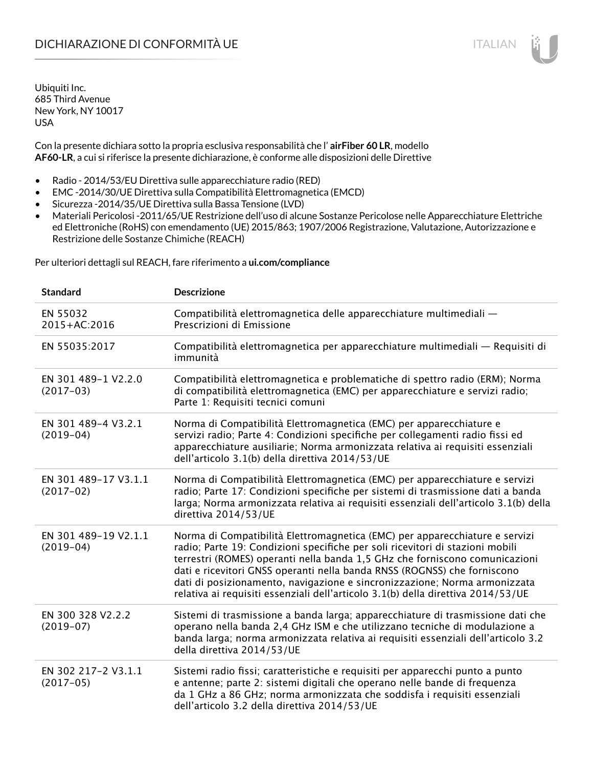# DICHIARAZIONE DI CONFORMITÀ UE

Ubiquiti Inc.
685 Third Avenue
New York, NY 10017
USA

Con la presente dichiara sotto la propria esclusiva responsabilità che l' **airFiber 60 LR**, modello **AF60-LR**, a cui si riferisce la presente dichiarazione, è conforme alle disposizioni delle Direttive

- Radio - 2014/53/EU Direttiva sulle apparecchiature radio (RED)
- EMC -2014/30/UE Direttiva sulla Compatibilità Elettromagnetica (EMCD)
- Sicurezza -2014/35/UE Direttiva sulla Bassa Tensione (LVD)
- Materiali Pericolosi -2011/65/UE Restrizione dell'uso di alcune Sostanze Pericolose nelle Apparecchiature Elettriche ed Elettroniche (RoHS) con emendamento (UE) 2015/863; 1907/2006 Registrazione, Valutazione, Autorizzazione e Restrizione delle Sostanze Chimiche (REACH)

Per ulteriori dettagli sul REACH, fare riferimento a **ui.com/compliance**

| Standard | Descrizione |
|---|---|
| EN 55032 2015+AC:2016 | Compatibilità elettromagnetica delle apparecchiature multimediali — Prescrizioni di Emissione |
| EN 55035:2017 | Compatibilità elettromagnetica per apparecchiature multimediali — Requisiti di immunità |
| EN 301 489-1 V2.2.0 (2017-03) | Compatibilità elettromagnetica e problematiche di spettro radio (ERM); Norma di compatibilità elettromagnetica (EMC) per apparecchiature e servizi radio; Parte 1: Requisiti tecnici comuni |
| EN 301 489-4 V3.2.1 (2019-04) | Norma di Compatibilità Elettromagnetica (EMC) per apparecchiature e servizi radio; Parte 4: Condizioni specifiche per collegamenti radio fissi ed apparecchiature ausiliarie; Norma armonizzata relativa ai requisiti essenziali dell'articolo 3.1(b) della direttiva 2014/53/UE |
| EN 301 489-17 V3.1.1 (2017-02) | Norma di Compatibilità Elettromagnetica (EMC) per apparecchiature e servizi radio; Parte 17: Condizioni specifiche per sistemi di trasmissione dati a banda larga; Norma armonizzata relativa ai requisiti essenziali dell'articolo 3.1(b) della direttiva 2014/53/UE |
| EN 301 489-19 V2.1.1 (2019-04) | Norma di Compatibilità Elettromagnetica (EMC) per apparecchiature e servizi radio; Parte 19: Condizioni specifiche per soli ricevitori di stazioni mobili terrestri (ROMES) operanti nella banda 1,5 GHz che forniscono comunicazioni dati e ricevitori GNSS operanti nella banda RNSS (ROGNSS) che forniscono dati di posizionamento, navigazione e sincronizzazione; Norma armonizzata relativa ai requisiti essenziali dell'articolo 3.1(b) della direttiva 2014/53/UE |
| EN 300 328 V2.2.2 (2019-07) | Sistemi di trasmissione a banda larga; apparecchiature di trasmissione dati che operano nella banda 2,4 GHz ISM e che utilizzano tecniche di modulazione a banda larga; norma armonizzata relativa ai requisiti essenziali dell'articolo 3.2 della direttiva 2014/53/UE |
| EN 302 217-2 V3.1.1 (2017-05) | Sistemi radio fissi; caratteristiche e requisiti per apparecchi punto a punto e antenne; parte 2: sistemi digitali che operano nelle bande di frequenza da 1 GHz a 86 GHz; norma armonizzata che soddisfa i requisiti essenziali dell'articolo 3.2 della direttiva 2014/53/UE |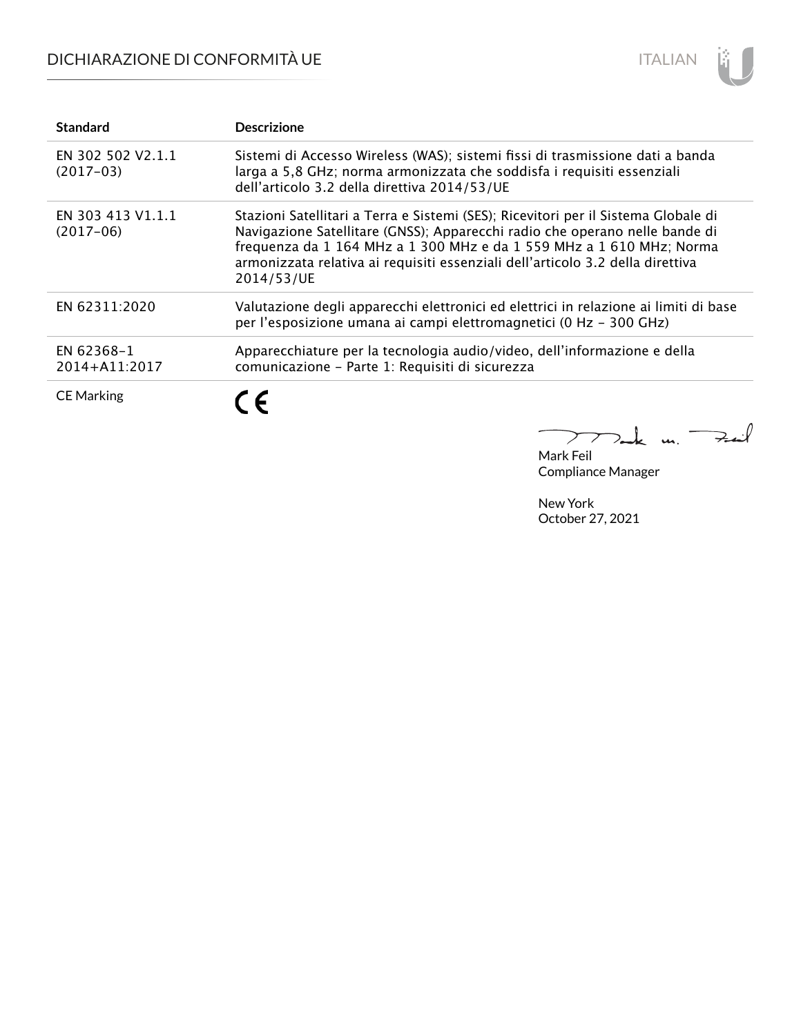| Standard | Descrizione |
| --- | --- |
| EN 302 502 V2.1.1 (2017-03) | Sistemi di Accesso Wireless (WAS); sistemi fissi di trasmissione dati a banda larga a 5,8 GHz; norma armonizzata che soddisfa i requisiti essenziali dell’articolo 3.2 della direttiva 2014/53/UE |
| EN 303 413 V1.1.1 (2017-06) | Stazioni Satellitari a Terra e Sistemi (SES); Ricevitori per il Sistema Globale di Navigazione Satellitare (GNSS); Apparecchi radio che operano nelle bande di frequenza da 1 164 MHz a 1 300 MHz e da 1 559 MHz a 1 610 MHz; Norma armonizzata relativa ai requisiti essenziali dell’articolo 3.2 della direttiva 2014/53/UE |
| EN 62311:2020 | Valutazione degli apparecchi elettronici ed elettrici in relazione ai limiti di base per l’esposizione umana ai campi elettromagnetici (0 Hz - 300 GHz) |
| EN 62368-1 2014+A11:2017 | Apparecchiature per la tecnologia audio/video, dell’informazione e della comunicazione - Parte 1: Requisiti di sicurezza |
| CE Marking | CE |

Mark Feil
Compliance Manager

New York
October 27, 2021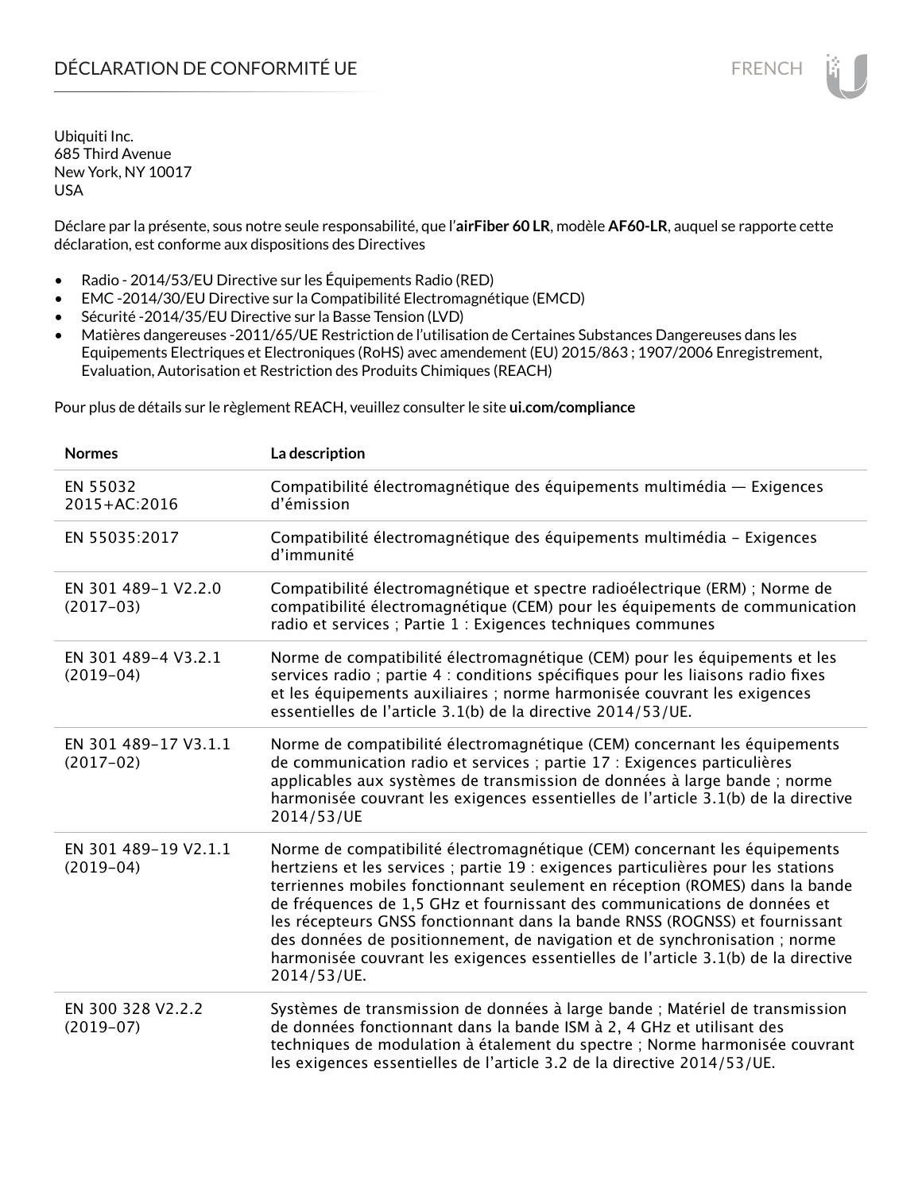# DÉCLARATION DE CONFORMITÉ UE

Ubiquiti Inc.
685 Third Avenue
New York, NY 10017
USA

Déclare par la présente, sous notre seule responsabilité, que l'**airFiber 60 LR**, modèle **AF60-LR**, auquel se rapporte cette déclaration, est conforme aux dispositions des Directives

- Radio - 2014/53/EU Directive sur les Équipements Radio (RED)
- EMC -2014/30/EU Directive sur la Compatibilité Electromagnétique (EMCD)
- Sécurité -2014/35/EU Directive sur la Basse Tension (LVD)
- Matières dangereuses -2011/65/UE Restriction de l'utilisation de Certaines Substances Dangereuses dans les Equipements Electriques et Electroniques (RoHS) avec amendement (EU) 2015/863 ; 1907/2006 Enregistrement, Evaluation, Autorisation et Restriction des Produits Chimiques (REACH)

Pour plus de détails sur le règlement REACH, veuillez consulter le site **ui.com/compliance**

| Normes | La description |
|---|---|
| EN 55032 2015+AC:2016 | Compatibilité électromagnétique des équipements multimédia — Exigences d'émission |
| EN 55035:2017 | Compatibilité électromagnétique des équipements multimédia – Exigences d'immunité |
| EN 301 489-1 V2.2.0 (2017-03) | Compatibilité électromagnétique et spectre radioélectrique (ERM) ; Norme de compatibilité électromagnétique (CEM) pour les équipements de communication radio et services ; Partie 1 : Exigences techniques communes |
| EN 301 489-4 V3.2.1 (2019-04) | Norme de compatibilité électromagnétique (CEM) pour les équipements et les services radio ; partie 4 : conditions spécifiques pour les liaisons radio fixes et les équipements auxiliaires ; norme harmonisée couvrant les exigences essentielles de l'article 3.1(b) de la directive 2014/53/UE. |
| EN 301 489-17 V3.1.1 (2017-02) | Norme de compatibilité électromagnétique (CEM) concernant les équipements de communication radio et services ; partie 17 : Exigences particulières applicables aux systèmes de transmission de données à large bande ; norme harmonisée couvrant les exigences essentielles de l'article 3.1(b) de la directive 2014/53/UE |
| EN 301 489-19 V2.1.1 (2019-04) | Norme de compatibilité électromagnétique (CEM) concernant les équipements hertziens et les services ; partie 19 : exigences particulières pour les stations terriennes mobiles fonctionnant seulement en réception (ROMES) dans la bande de fréquences de 1,5 GHz et fournissant des communications de données et les récepteurs GNSS fonctionnant dans la bande RNSS (ROGNSS) et fournissant des données de positionnement, de navigation et de synchronisation ; norme harmonisée couvrant les exigences essentielles de l'article 3.1(b) de la directive 2014/53/UE. |
| EN 300 328 V2.2.2 (2019-07) | Systèmes de transmission de données à large bande ; Matériel de transmission de données fonctionnant dans la bande ISM à 2, 4 GHz et utilisant des techniques de modulation à étalement du spectre ; Norme harmonisée couvrant les exigences essentielles de l'article 3.2 de la directive 2014/53/UE. |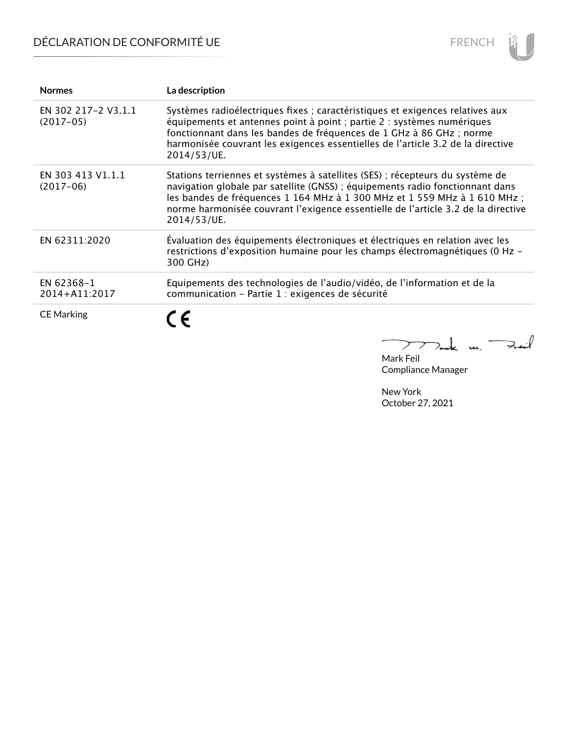| Normes | La description |
| --- | --- |
| EN 302 217-2 V3.1.1 (2017-05) | Systèmes radioélectriques fixes ; caractéristiques et exigences relatives aux équipements et antennes point à point ; partie 2 : systèmes numériques fonctionnant dans les bandes de fréquences de 1 GHz à 86 GHz ; norme harmonisée couvrant les exigences essentielles de l'article 3.2 de la directive 2014/53/UE. |
| EN 303 413 V1.1.1 (2017-06) | Stations terriennes et systèmes à satellites (SES) ; récepteurs du système de navigation globale par satellite (GNSS) ; équipements radio fonctionnant dans les bandes de fréquences 1 164 MHz à 1 300 MHz et 1 559 MHz à 1 610 MHz ; norme harmonisée couvrant l'exigence essentielle de l'article 3.2 de la directive 2014/53/UE. |
| EN 62311:2020 | Évaluation des équipements électroniques et électriques en relation avec les restrictions d'exposition humaine pour les champs électromagnétiques (0 Hz - 300 GHz) |
| EN 62368-1 2014+A11:2017 | Equipements des technologies de l'audio/vidéo, de l'information et de la communication - Partie 1 : exigences de sécurité |
| CE Marking | CE |

Mark Feil
Compliance Manager

New York
October 27, 2021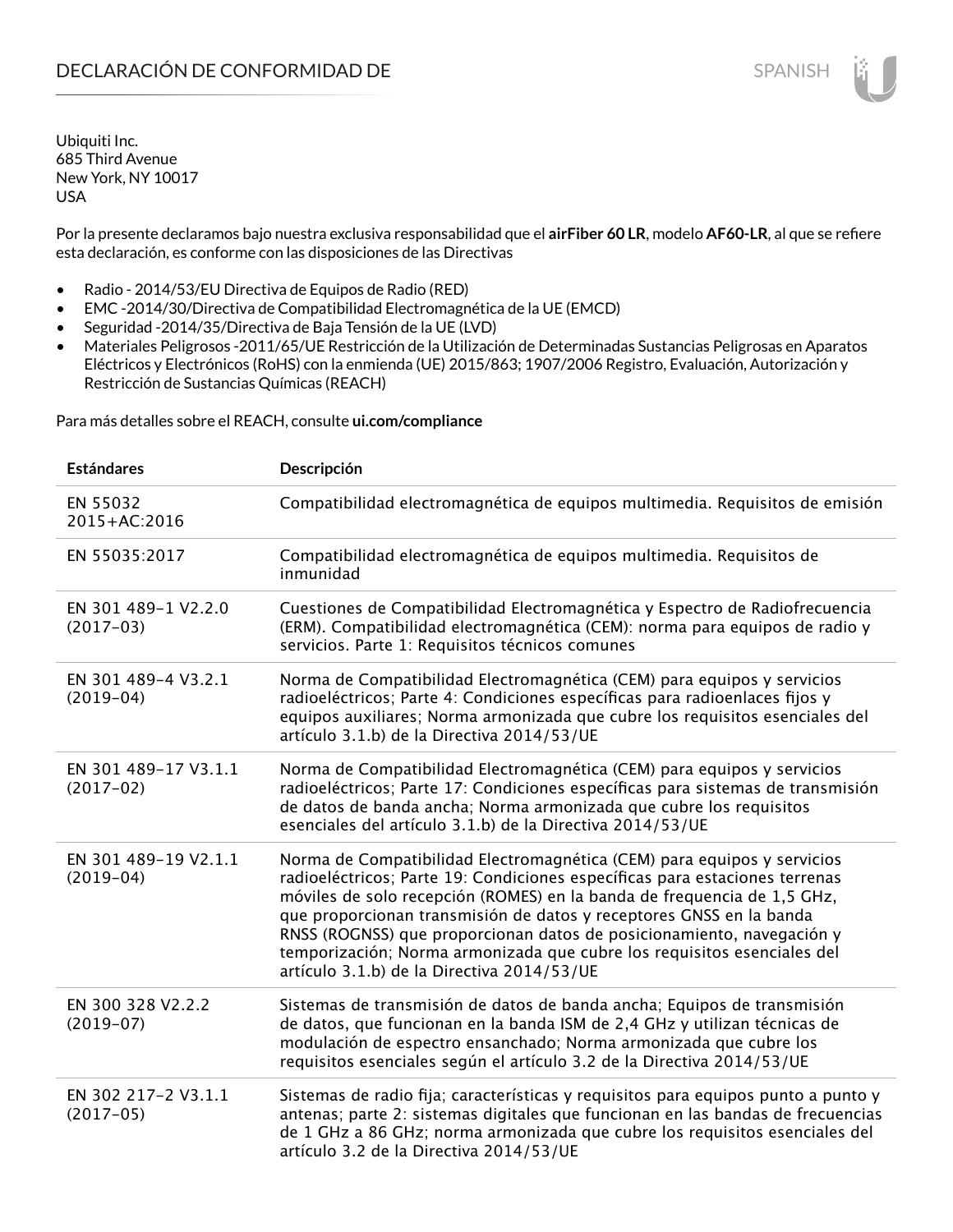# DECLARACIÓN DE CONFORMIDAD DE

SPANISH

Ubiquiti Inc.
685 Third Avenue
New York, NY 10017
USA

Por la presente declaramos bajo nuestra exclusiva responsabilidad que el **airFiber 60 LR**, modelo **AF60-LR**, al que se refiere esta declaración, es conforme con las disposiciones de las Directivas

- Radio - 2014/53/EU Directiva de Equipos de Radio (RED)
- EMC -2014/30/Directiva de Compatibilidad Electromagnética de la UE (EMCD)
- Seguridad -2014/35/Directiva de Baja Tensión de la UE (LVD)
- Materiales Peligrosos -2011/65/UE Restricción de la Utilización de Determinadas Sustancias Peligrosas en Aparatos Eléctricos y Electrónicos (RoHS) con la enmienda (UE) 2015/863; 1907/2006 Registro, Evaluación, Autorización y Restricción de Sustancias Químicas (REACH)

Para más detalles sobre el REACH, consulte **ui.com/compliance**

| Estándares | Descripción |
|---|---|
| EN 55032 2015+AC:2016 | Compatibilidad electromagnética de equipos multimedia. Requisitos de emisión |
| EN 55035:2017 | Compatibilidad electromagnética de equipos multimedia. Requisitos de inmunidad |
| EN 301 489-1 V2.2.0 (2017-03) | Cuestiones de Compatibilidad Electromagnética y Espectro de Radiofrecuencia (ERM). Compatibilidad electromagnética (CEM): norma para equipos de radio y servicios. Parte 1: Requisitos técnicos comunes |
| EN 301 489-4 V3.2.1 (2019-04) | Norma de Compatibilidad Electromagnética (CEM) para equipos y servicios radioeléctricos; Parte 4: Condiciones específicas para radioenlaces fijos y equipos auxiliares; Norma armonizada que cubre los requisitos esenciales del artículo 3.1.b) de la Directiva 2014/53/UE |
| EN 301 489-17 V3.1.1 (2017-02) | Norma de Compatibilidad Electromagnética (CEM) para equipos y servicios radioeléctricos; Parte 17: Condiciones específicas para sistemas de transmisión de datos de banda ancha; Norma armonizada que cubre los requisitos esenciales del artículo 3.1.b) de la Directiva 2014/53/UE |
| EN 301 489-19 V2.1.1 (2019-04) | Norma de Compatibilidad Electromagnética (CEM) para equipos y servicios radioeléctricos; Parte 19: Condiciones específicas para estaciones terrenas móviles de solo recepción (ROMES) en la banda de frequencia de 1,5 GHz, que proporcionan transmisión de datos y receptores GNSS en la banda RNSS (ROGNSS) que proporcionan datos de posicionamiento, navegación y temporización; Norma armonizada que cubre los requisitos esenciales del artículo 3.1.b) de la Directiva 2014/53/UE |
| EN 300 328 V2.2.2 (2019-07) | Sistemas de transmisión de datos de banda ancha; Equipos de transmisión de datos, que funcionan en la banda ISM de 2,4 GHz y utilizan técnicas de modulación de espectro ensanchado; Norma armonizada que cubre los requisitos esenciales según el artículo 3.2 de la Directiva 2014/53/UE |
| EN 302 217-2 V3.1.1 (2017-05) | Sistemas de radio fija; características y requisitos para equipos punto a punto y antenas; parte 2: sistemas digitales que funcionan en las bandas de frecuencias de 1 GHz a 86 GHz; norma armonizada que cubre los requisitos esenciales del artículo 3.2 de la Directiva 2014/53/UE |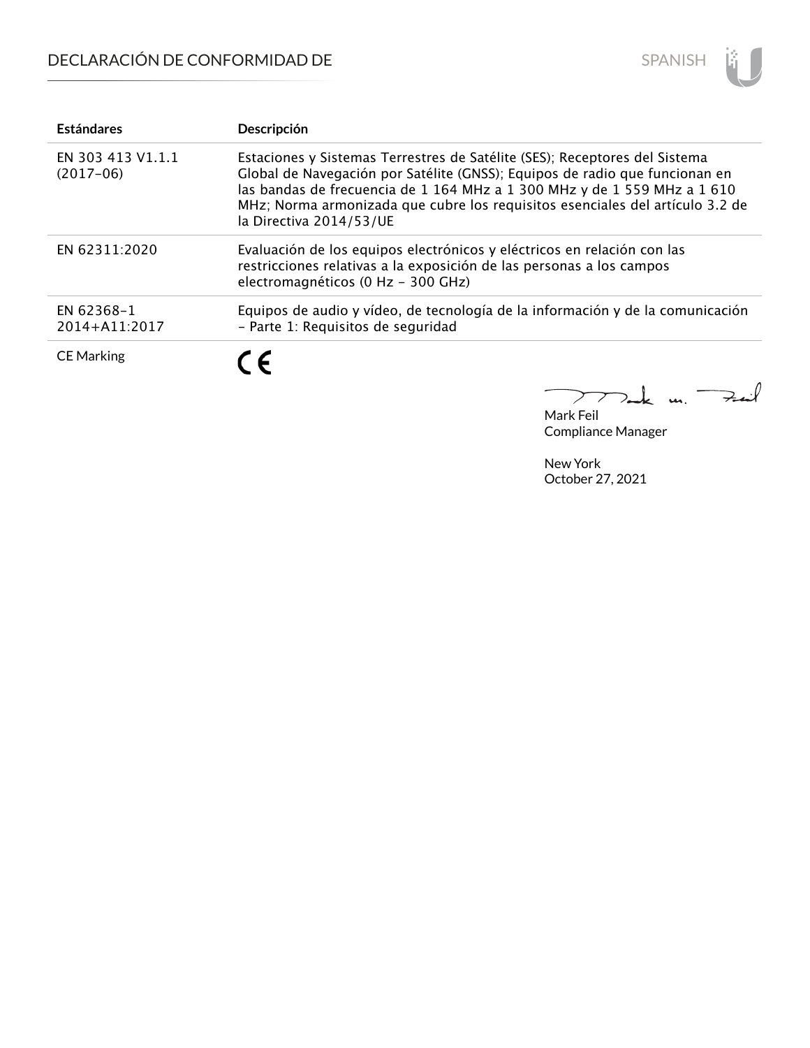| Estándares | Descripción |
| --- | --- |
| EN 303 413 V1.1.1 (2017-06) | Estaciones y Sistemas Terrestres de Satélite (SES); Receptores del Sistema Global de Navegación por Satélite (GNSS); Equipos de radio que funcionan en las bandas de frecuencia de 1 164 MHz a 1 300 MHz y de 1 559 MHz a 1 610 MHz; Norma armonizada que cubre los requisitos esenciales del artículo 3.2 de la Directiva 2014/53/UE |
| EN 62311:2020 | Evaluación de los equipos electrónicos y eléctricos en relación con las restricciones relativas a la exposición de las personas a los campos electromagnéticos (0 Hz - 300 GHz) |
| EN 62368-1 2014+A11:2017 | Equipos de audio y vídeo, de tecnología de la información y de la comunicación - Parte 1: Requisitos de seguridad |
| CE Marking | CE |

Mark Feil
Compliance Manager

New York
October 27, 2021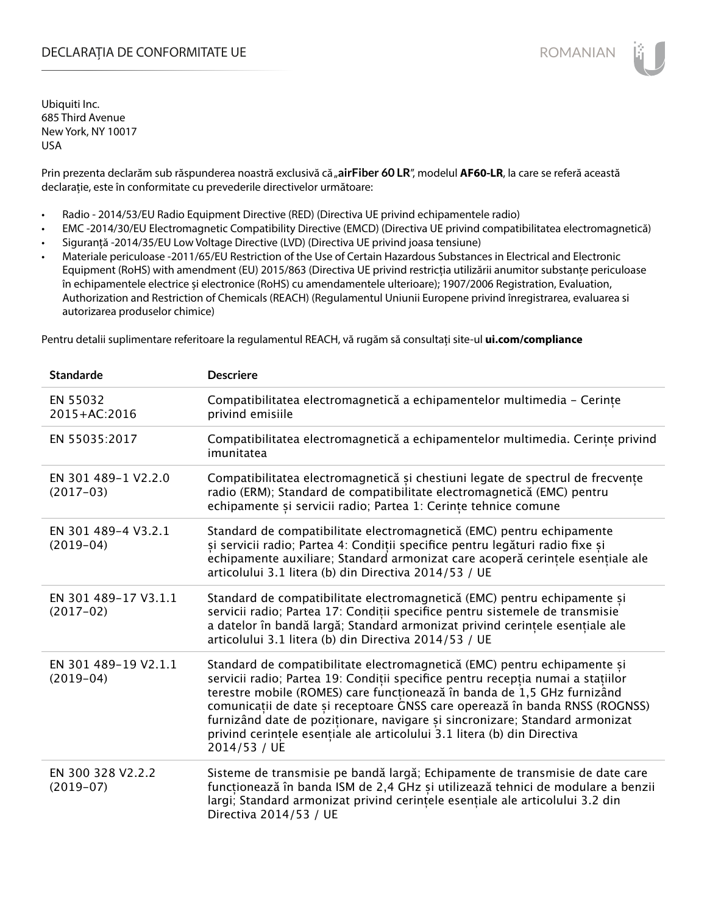# DECLARAȚIA DE CONFORMITATE UE

Ubiquiti Inc.
685 Third Avenue
New York, NY 10017
USA

Prin prezenta declarăm sub răspunderea noastră exclusivă că „**airFiber 60 LR**", modelul **AF60-LR**, la care se referă această declarație, este în conformitate cu prevederile directivelor următoare:

- Radio - 2014/53/EU Radio Equipment Directive (RED) (Directiva UE privind echipamentele radio)
- EMC -2014/30/EU Electromagnetic Compatibility Directive (EMCD) (Directiva UE privind compatibilitatea electromagnetică)
- Siguranță -2014/35/EU Low Voltage Directive (LVD) (Directiva UE privind joasa tensiune)
- Materiale periculoase -2011/65/EU Restriction of the Use of Certain Hazardous Substances in Electrical and Electronic Equipment (RoHS) with amendment (EU) 2015/863 (Directiva UE privind restricția utilizării anumitor substanțe periculoase în echipamentele electrice și electronice (RoHS) cu amendamentele ulterioare); 1907/2006 Registration, Evaluation, Authorization and Restriction of Chemicals (REACH) (Regulamentul Uniunii Europene privind înregistrarea, evaluarea si autorizarea produselor chimice)

Pentru detalii suplimentare referitoare la regulamentul REACH, vă rugăm să consultați site-ul **ui.com/compliance**

| Standarde | Descriere |
|---|---|
| EN 55032 2015+AC:2016 | Compatibilitatea electromagnetică a echipamentelor multimedia – Cerințe privind emisiile |
| EN 55035:2017 | Compatibilitatea electromagnetică a echipamentelor multimedia. Cerințe privind imunitatea |
| EN 301 489-1 V2.2.0 (2017-03) | Compatibilitatea electromagnetică și chestiuni legate de spectrul de frecvențe radio (ERM); Standard de compatibilitate electromagnetică (EMC) pentru echipamente și servicii radio; Partea 1: Cerințe tehnice comune |
| EN 301 489-4 V3.2.1 (2019-04) | Standard de compatibilitate electromagnetică (EMC) pentru echipamente și servicii radio; Partea 4: Condiții specifice pentru legături radio fixe și echipamente auxiliare; Standard armonizat care acoperă cerințele esențiale ale articolului 3.1 litera (b) din Directiva 2014/53 / UE |
| EN 301 489-17 V3.1.1 (2017-02) | Standard de compatibilitate electromagnetică (EMC) pentru echipamente și servicii radio; Partea 17: Condiții specifice pentru sistemele de transmisie a datelor în bandă largă; Standard armonizat privind cerințele esențiale ale articolului 3.1 litera (b) din Directiva 2014/53 / UE |
| EN 301 489-19 V2.1.1 (2019-04) | Standard de compatibilitate electromagnetică (EMC) pentru echipamente și servicii radio; Partea 19: Condiții specifice pentru recepția numai a stațiilor terestre mobile (ROMES) care funcționează în banda de 1,5 GHz furnizând comunicații de date și receptoare GNSS care operează în banda RNSS (ROGNSS) furnizând date de poziționare, navigare și sincronizare; Standard armonizat privind cerințele esențiale ale articolului 3.1 litera (b) din Directiva 2014/53 / UE |
| EN 300 328 V2.2.2 (2019-07) | Sisteme de transmisie pe bandă largă; Echipamente de transmisie de date care funcționează în banda ISM de 2,4 GHz și utilizează tehnici de modulare a benzii largi; Standard armonizat privind cerințele esențiale ale articolului 3.2 din Directiva 2014/53 / UE |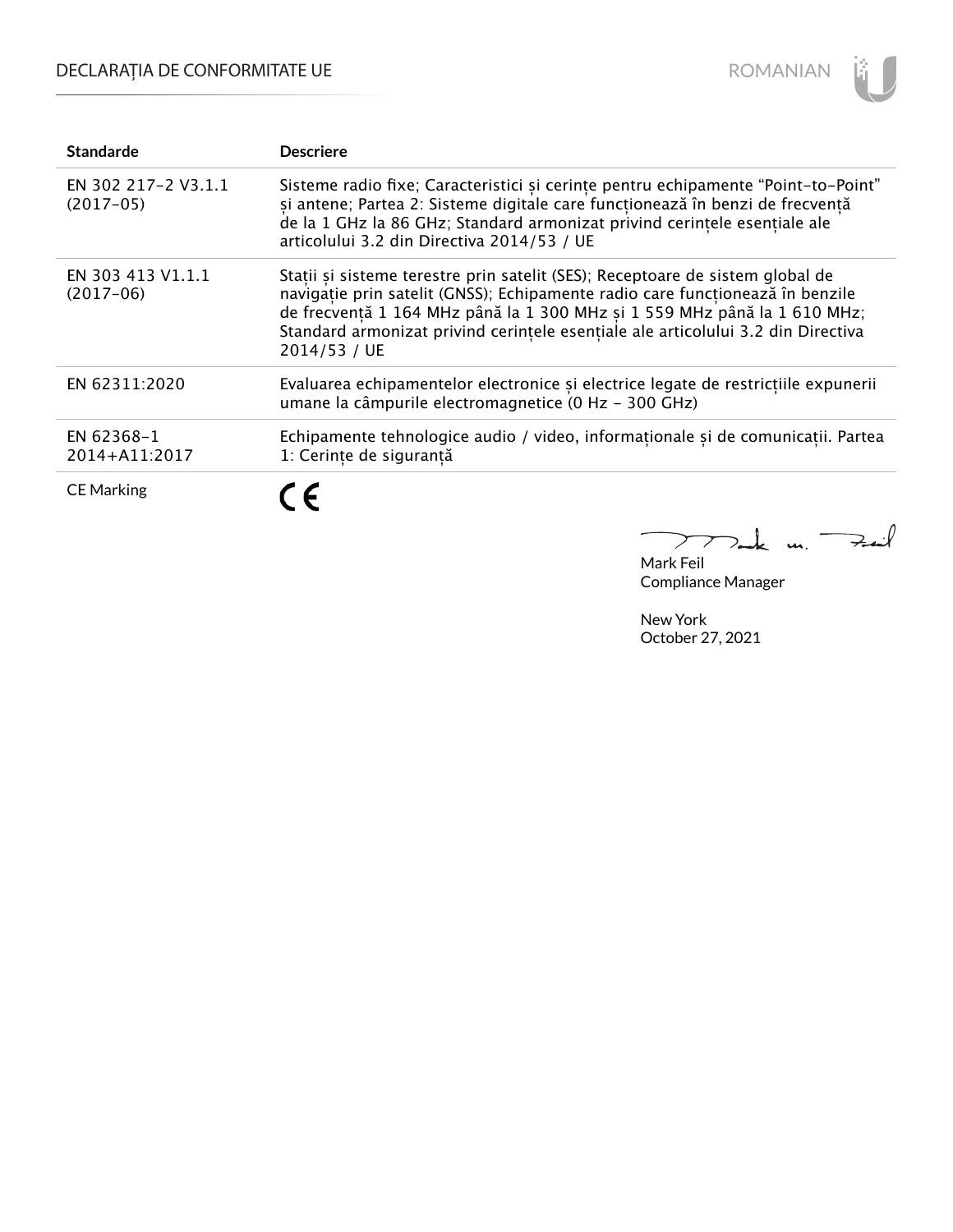| Standarde | Descriere |
| --- | --- |
| EN 302 217-2 V3.1.1 (2017-05) | Sisteme radio fixe; Caracteristici și cerințe pentru echipamente “Point-to-Point” și antene; Partea 2: Sisteme digitale care funcționează în benzi de frecvență de la 1 GHz la 86 GHz; Standard armonizat privind cerințele esențiale ale articolului 3.2 din Directiva 2014/53 / UE |
| EN 303 413 V1.1.1 (2017-06) | Stații și sisteme terestre prin satelit (SES); Receptoare de sistem global de navigație prin satelit (GNSS); Echipamente radio care funcționează în benzile de frecvență 1 164 MHz până la 1 300 MHz și 1 559 MHz până la 1 610 MHz; Standard armonizat privind cerințele esențiale ale articolului 3.2 din Directiva 2014/53 / UE |
| EN 62311:2020 | Evaluarea echipamentelor electronice și electrice legate de restricțiile expunerii umane la câmpurile electromagnetice (0 Hz - 300 GHz) |
| EN 62368-1 2014+A11:2017 | Echipamente tehnologice audio / video, informaționale și de comunicații. Partea 1: Cerințe de siguranță |
| CE Marking | CE |

Mark Feil
Compliance Manager

New York
October 27, 2021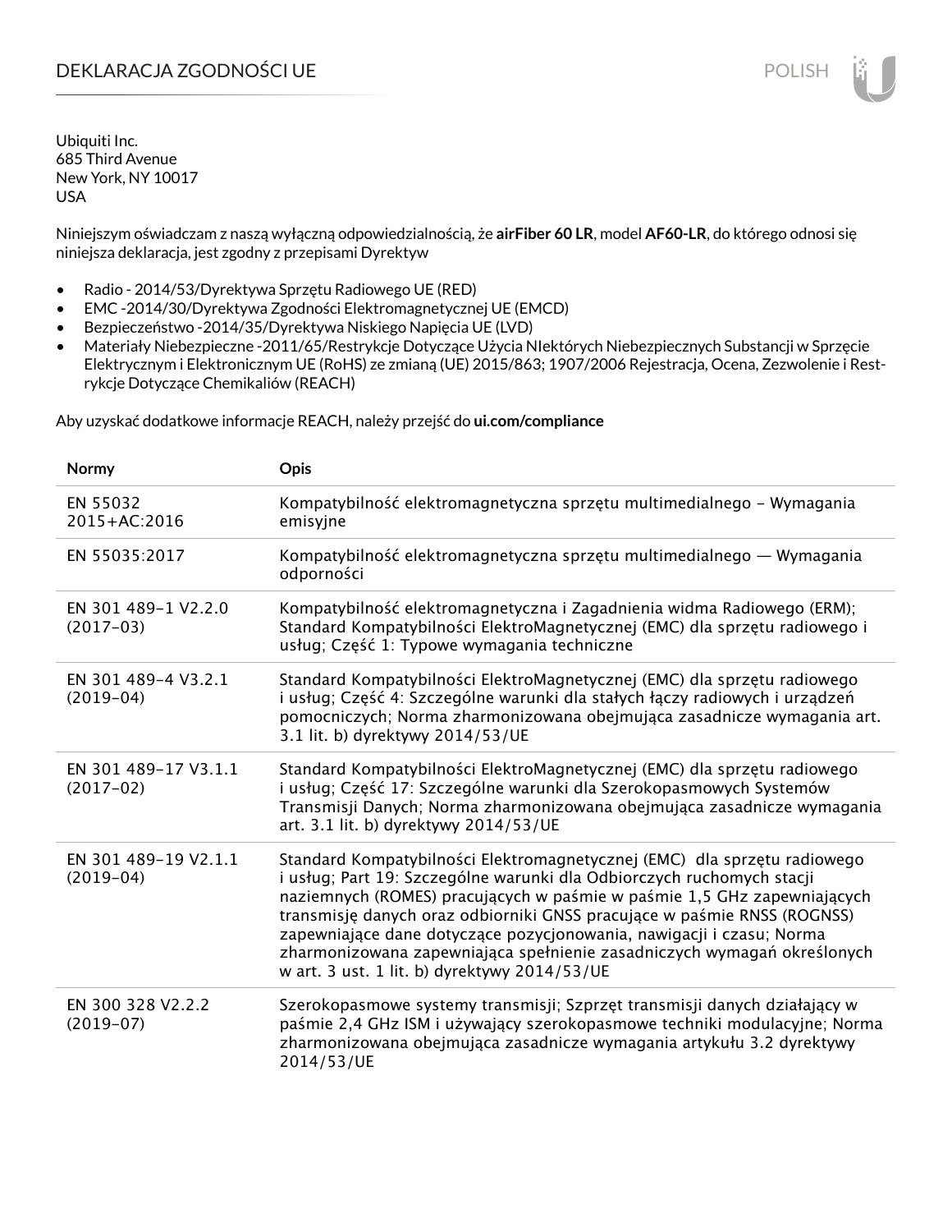# DEKLARACJA ZGODNOŚCI UE

Ubiquiti Inc.
685 Third Avenue
New York, NY 10017
USA

Niniejszym oświadczam z naszą wyłączną odpowiedzialnością, że **airFiber 60 LR**, model **AF60-LR**, do którego odnosi się niniejsza deklaracja, jest zgodny z przepisami Dyrektyw

- Radio - 2014/53/Dyrektywa Sprzętu Radiowego UE (RED)
- EMC -2014/30/Dyrektywa Zgodności Elektromagnetycznej UE (EMCD)
- Bezpieczeństwo -2014/35/Dyrektywa Niskiego Napięcia UE (LVD)
- Materiały Niebezpieczne -2011/65/Restrykcje Dotyczące Użycia NIektórych Niebezpiecznych Substancji w Sprzęcie Elektrycznym i Elektronicznym UE (RoHS) ze zmianą (UE) 2015/863; 1907/2006 Rejestracja, Ocena, Zezwolenie i Restrykcje Dotyczące Chemikaliów (REACH)

Aby uzyskać dodatkowe informacje REACH, należy przejść do **ui.com/compliance**

| Normy | Opis |
|---|---|
| EN 55032 2015+AC:2016 | Kompatybilność elektromagnetyczna sprzętu multimedialnego – Wymagania emisyjne |
| EN 55035:2017 | Kompatybilność elektromagnetyczna sprzętu multimedialnego — Wymagania odporności |
| EN 301 489-1 V2.2.0 (2017-03) | Kompatybilność elektromagnetyczna i Zagadnienia widma Radiowego (ERM); Standard Kompatybilności ElektroMagnetycznej (EMC) dla sprzętu radiowego i usług; Część 1: Typowe wymagania techniczne |
| EN 301 489-4 V3.2.1 (2019-04) | Standard Kompatybilności ElektroMagnetycznej (EMC) dla sprzętu radiowego i usług; Część 4: Szczególne warunki dla stałych łączy radiowych i urządzeń pomocniczych; Norma zharmonizowana obejmująca zasadnicze wymagania art. 3.1 lit. b) dyrektywy 2014/53/UE |
| EN 301 489-17 V3.1.1 (2017-02) | Standard Kompatybilności ElektroMagnetycznej (EMC) dla sprzętu radiowego i usług; Część 17: Szczególne warunki dla Szerokopasmowych Systemów Transmisji Danych; Norma zharmonizowana obejmująca zasadnicze wymagania art. 3.1 lit. b) dyrektywy 2014/53/UE |
| EN 301 489-19 V2.1.1 (2019-04) | Standard Kompatybilności Elektromagnetycznej (EMC) dla sprzętu radiowego i usług; Part 19: Szczególne warunki dla Odbiorczych ruchomych stacji naziemnych (ROMES) pracujących w paśmie w paśmie 1,5 GHz zapewniających transmisję danych oraz odbiorniki GNSS pracujące w paśmie RNSS (ROGNSS) zapewniające dane dotyczące pozycjonowania, nawigacji i czasu; Norma zharmonizowana zapewniająca spełnienie zasadniczych wymagań określonych w art. 3 ust. 1 lit. b) dyrektywy 2014/53/UE |
| EN 300 328 V2.2.2 (2019-07) | Szerokopasmowe systemy transmisji; Szprzęt transmisji danych działający w paśmie 2,4 GHz ISM i używający szerokopasmowe techniki modulacyjne; Norma zharmonizowana obejmująca zasadnicze wymagania artykułu 3.2 dyrektywy 2014/53/UE |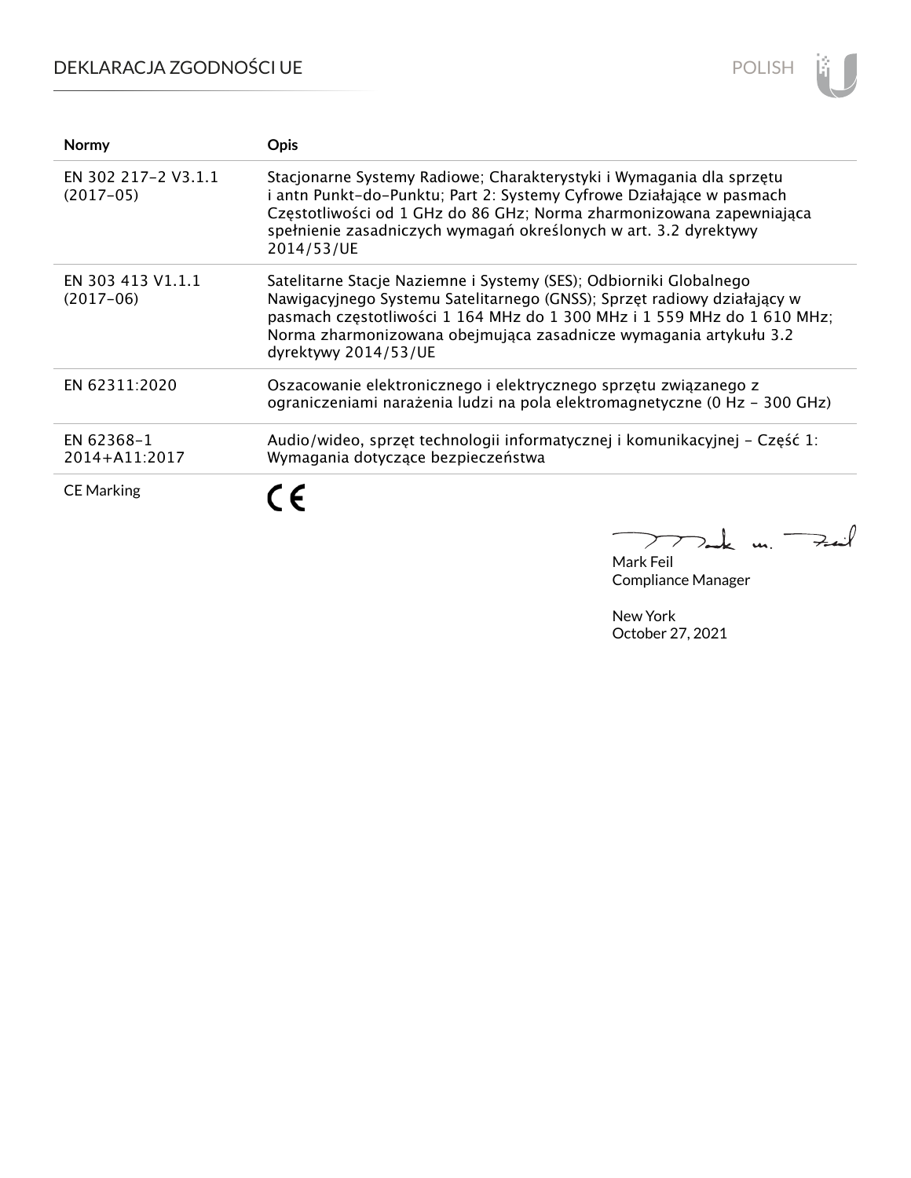| Normy | Opis |
|---|---|
| EN 302 217-2 V3.1.1 (2017-05) | Stacjonarne Systemy Radiowe; Charakterystyki i Wymagania dla sprzętu i antn Punkt-do-Punktu; Part 2: Systemy Cyfrowe Działające w pasmach Częstotliwości od 1 GHz do 86 GHz; Norma zharmonizowana zapewniająca spełnienie zasadniczych wymagań określonych w art. 3.2 dyrektywy 2014/53/UE |
| EN 303 413 V1.1.1 (2017-06) | Satelitarne Stacje Naziemne i Systemy (SES); Odbiorniki Globalnego Nawigacyjnego Systemu Satelitarnego (GNSS); Sprzęt radiowy działający w pasmach częstotliwości 1 164 MHz do 1 300 MHz i 1 559 MHz do 1 610 MHz; Norma zharmonizowana obejmująca zasadnicze wymagania artykułu 3.2 dyrektywy 2014/53/UE |
| EN 62311:2020 | Oszacowanie elektronicznego i elektrycznego sprzętu związanego z ograniczeniami narażenia ludzi na pola elektromagnetyczne (0 Hz - 300 GHz) |
| EN 62368-1 2014+A11:2017 | Audio/wideo, sprzęt technologii informatycznej i komunikacyjnej - Część 1: Wymagania dotyczące bezpieczeństwa |
| CE Marking | CE |

Mark Feil
Compliance Manager

New York
October 27, 2021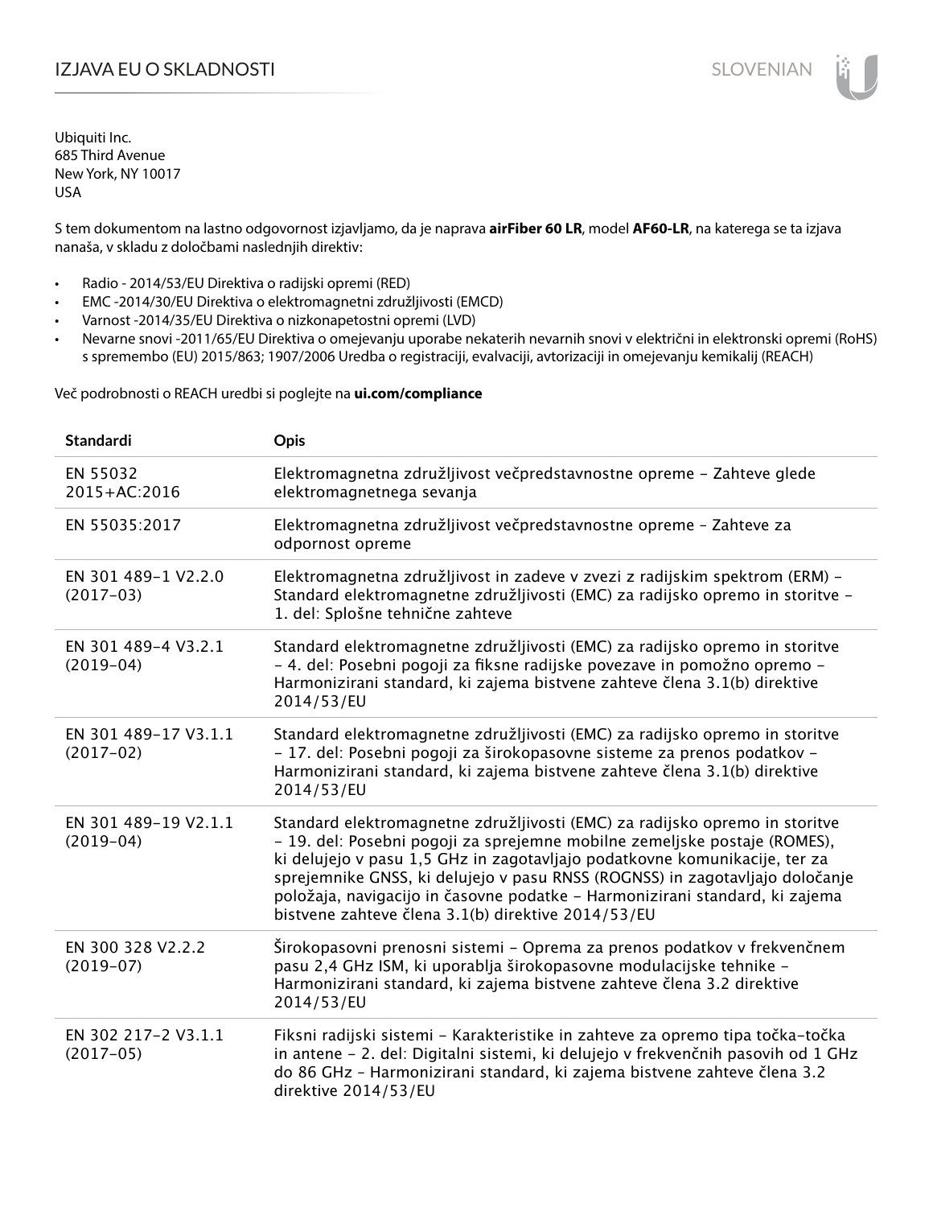# IZJAVA EU O SKLADNOSTI

Ubiquiti Inc.
685 Third Avenue
New York, NY 10017
USA

S tem dokumentom na lastno odgovornost izjavljamo, da je naprava **airFiber 60 LR**, model **AF60-LR**, na katerega se ta izjava nanaša, v skladu z določbami naslednjih direktiv:

- Radio - 2014/53/EU Direktiva o radijski opremi (RED)
- EMC -2014/30/EU Direktiva o elektromagnetni združljivosti (EMCD)
- Varnost -2014/35/EU Direktiva o nizkonapetostni opremi (LVD)
- Nevarne snovi -2011/65/EU Direktiva o omejevanju uporabe nekaterih nevarnih snovi v električni in elektronski opremi (RoHS) s spremembo (EU) 2015/863; 1907/2006 Uredba o registraciji, evalvaciji, avtorizaciji in omejevanju kemikalij (REACH)

Več podrobnosti o REACH uredbi si poglejte na **ui.com/compliance**

| Standardi | Opis |
|---|---|
| EN 55032 2015+AC:2016 | Elektromagnetna združljivost večpredstavnostne opreme – Zahteve glede elektromagnetnega sevanja |
| EN 55035:2017 | Elektromagnetna združljivost večpredstavnostne opreme – Zahteve za odpornost opreme |
| EN 301 489-1 V2.2.0 (2017-03) | Elektromagnetna združljivost in zadeve v zvezi z radijskim spektrom (ERM) – Standard elektromagnetne združljivosti (EMC) za radijsko opremo in storitve – 1. del: Splošne tehnične zahteve |
| EN 301 489-4 V3.2.1 (2019-04) | Standard elektromagnetne združljivosti (EMC) za radijsko opremo in storitve – 4. del: Posebni pogoji za fiksne radijske povezave in pomožno opremo – Harmonizirani standard, ki zajema bistvene zahteve člena 3.1(b) direktive 2014/53/EU |
| EN 301 489-17 V3.1.1 (2017-02) | Standard elektromagnetne združljivosti (EMC) za radijsko opremo in storitve – 17. del: Posebni pogoji za širokopasovne sisteme za prenos podatkov – Harmonizirani standard, ki zajema bistvene zahteve člena 3.1(b) direktive 2014/53/EU |
| EN 301 489-19 V2.1.1 (2019-04) | Standard elektromagnetne združljivosti (EMC) za radijsko opremo in storitve – 19. del: Posebni pogoji za sprejemne mobilne zemeljske postaje (ROMES), ki delujejo v pasu 1,5 GHz in zagotavljajo podatkovne komunikacije, ter za sprejemnike GNSS, ki delujejo v pasu RNSS (ROGNSS) in zagotavljajo določanje položaja, navigacijo in časovne podatke – Harmonizirani standard, ki zajema bistvene zahteve člena 3.1(b) direktive 2014/53/EU |
| EN 300 328 V2.2.2 (2019-07) | Širokopasovni prenosni sistemi – Oprema za prenos podatkov v frekvenčnem pasu 2,4 GHz ISM, ki uporablja širokopasovne modulacijske tehnike – Harmonizirani standard, ki zajema bistvene zahteve člena 3.2 direktive 2014/53/EU |
| EN 302 217-2 V3.1.1 (2017-05) | Fiksni radijski sistemi – Karakteristike in zahteve za opremo tipa točka-točka in antene – 2. del: Digitalni sistemi, ki delujejo v frekvenčnih pasovih od 1 GHz do 86 GHz – Harmonizirani standard, ki zajema bistvene zahteve člena 3.2 direktive 2014/53/EU |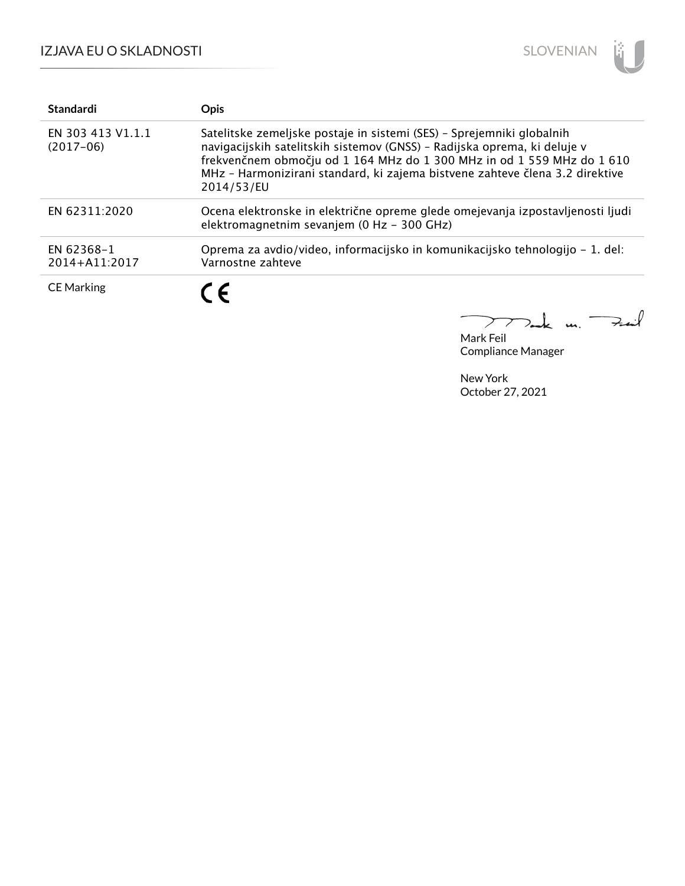| Standardi | Opis |
|---|---|
| EN 303 413 V1.1.1 (2017-06) | Satelitske zemeljske postaje in sistemi (SES) – Sprejemniki globalnih navigacijskih satelitskih sistemov (GNSS) – Radijska oprema, ki deluje v frekvenčnem območju od 1 164 MHz do 1 300 MHz in od 1 559 MHz do 1 610 MHz – Harmonizirani standard, ki zajema bistvene zahteve člena 3.2 direktive 2014/53/EU |
| EN 62311:2020 | Ocena elektronske in električne opreme glede omejevanja izpostavljenosti ljudi elektromagnetnim sevanjem (0 Hz – 300 GHz) |
| EN 62368-1 2014+A11:2017 | Oprema za avdio/video, informacijsko in komunikacijsko tehnologijo – 1. del: Varnostne zahteve |
| CE Marking | CE |

Mark Feil
Compliance Manager

New York
October 27, 2021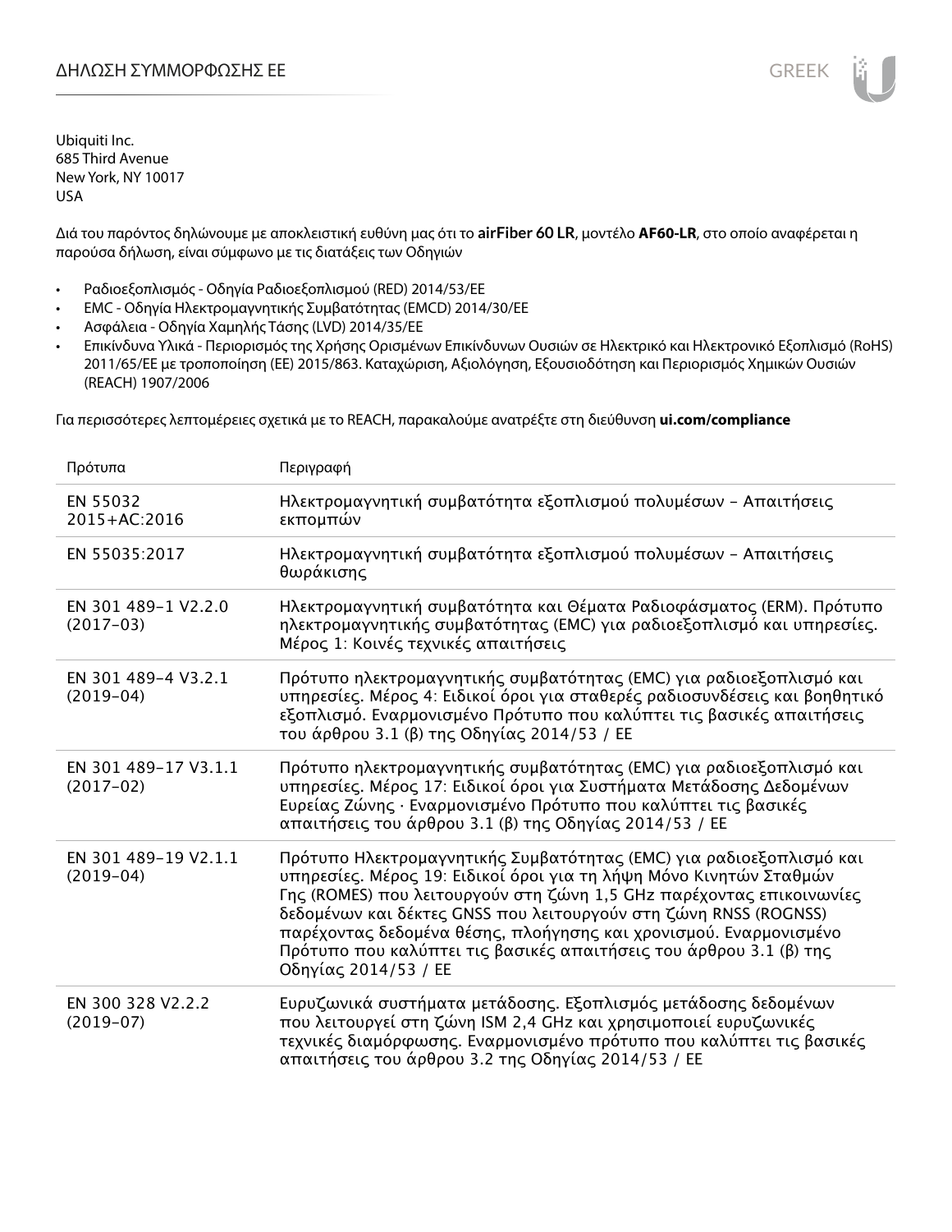# ΔΗΛΩΣΗ ΣΥΜΜΟΡΦΩΣΗΣ ΕΕ

GREEK

Ubiquiti Inc.
685 Third Avenue
New York, NY 10017
USA

Διά του παρόντος δηλώνουμε με αποκλειστική ευθύνη μας ότι το **airFiber 60 LR**, μοντέλο **AF60-LR**, στο οποίο αναφέρεται η παρούσα δήλωση, είναι σύμφωνο με τις διατάξεις των Οδηγιών

- Ραδιοεξοπλισμός - Οδηγία Ραδιοεξοπλισμού (RED) 2014/53/ΕΕ
- EMC - Οδηγία Ηλεκτρομαγνητικής Συμβατότητας (EMCD) 2014/30/ΕΕ
- Ασφάλεια - Οδηγία Χαμηλής Τάσης (LVD) 2014/35/ΕΕ
- Επικίνδυνα Υλικά - Περιορισμός της Χρήσης Ορισμένων Επικίνδυνων Ουσιών σε Ηλεκτρικό και Ηλεκτρονικό Εξοπλισμό (RoHS) 2011/65/ΕΕ με τροποποίηση (ΕΕ) 2015/863. Καταχώριση, Αξιολόγηση, Εξουσιοδότηση και Περιορισμός Χημικών Ουσιών (REACH) 1907/2006

Για περισσότερες λεπτομέρειες σχετικά με το REACH, παρακαλούμε ανατρέξτε στη διεύθυνση **ui.com/compliance**

| Πρότυπα | Περιγραφή |
|---|---|
| EN 55032 2015+AC:2016 | Ηλεκτρομαγνητική συμβατότητα εξοπλισμού πολυμέσων – Απαιτήσεις εκπομπών |
| EN 55035:2017 | Ηλεκτρομαγνητική συμβατότητα εξοπλισμού πολυμέσων – Απαιτήσεις θωράκισης |
| EN 301 489-1 V2.2.0 (2017-03) | Ηλεκτρομαγνητική συμβατότητα και Θέματα Ραδιοφάσματος (ERM). Πρότυπο ηλεκτρομαγνητικής συμβατότητας (EMC) για ραδιοεξοπλισμό και υπηρεσίες. Μέρος 1: Κοινές τεχνικές απαιτήσεις |
| EN 301 489-4 V3.2.1 (2019-04) | Πρότυπο ηλεκτρομαγνητικής συμβατότητας (EMC) για ραδιοεξοπλισμό και υπηρεσίες. Μέρος 4: Ειδικοί όροι για σταθερές ραδιοσυνδέσεις και βοηθητικό εξοπλισμό. Εναρμονισμένο Πρότυπο που καλύπτει τις βασικές απαιτήσεις του άρθρου 3.1 (β) της Οδηγίας 2014/53 / ΕΕ |
| EN 301 489-17 V3.1.1 (2017-02) | Πρότυπο ηλεκτρομαγνητικής συμβατότητας (EMC) για ραδιοεξοπλισμό και υπηρεσίες. Μέρος 17: Ειδικοί όροι για Συστήματα Μετάδοσης Δεδομένων Ευρείας Ζώνης · Εναρμονισμένο Πρότυπο που καλύπτει τις βασικές απαιτήσεις του άρθρου 3.1 (β) της Οδηγίας 2014/53 / ΕΕ |
| EN 301 489-19 V2.1.1 (2019-04) | Πρότυπο Ηλεκτρομαγνητικής Συμβατότητας (EMC) για ραδιοεξοπλισμό και υπηρεσίες. Μέρος 19: Ειδικοί όροι για τη λήψη Μόνο Κινητών Σταθμών Γης (ROMES) που λειτουργούν στη ζώνη 1,5 GHz παρέχοντας επικοινωνίες δεδομένων και δέκτες GNSS που λειτουργούν στη ζώνη RNSS (ROGNSS) παρέχοντας δεδομένα θέσης, πλοήγησης και χρονισμού. Εναρμονισμένο Πρότυπο που καλύπτει τις βασικές απαιτήσεις του άρθρου 3.1 (β) της Οδηγίας 2014/53 / ΕΕ |
| EN 300 328 V2.2.2 (2019-07) | Ευρυζωνικά συστήματα μετάδοσης. Εξοπλισμός μετάδοσης δεδομένων που λειτουργεί στη ζώνη ISM 2,4 GHz και χρησιμοποιεί ευρυζωνικές τεχνικές διαμόρφωσης. Εναρμονισμένο πρότυπο που καλύπτει τις βασικές απαιτήσεις του άρθρου 3.2 της Οδηγίας 2014/53 / ΕΕ |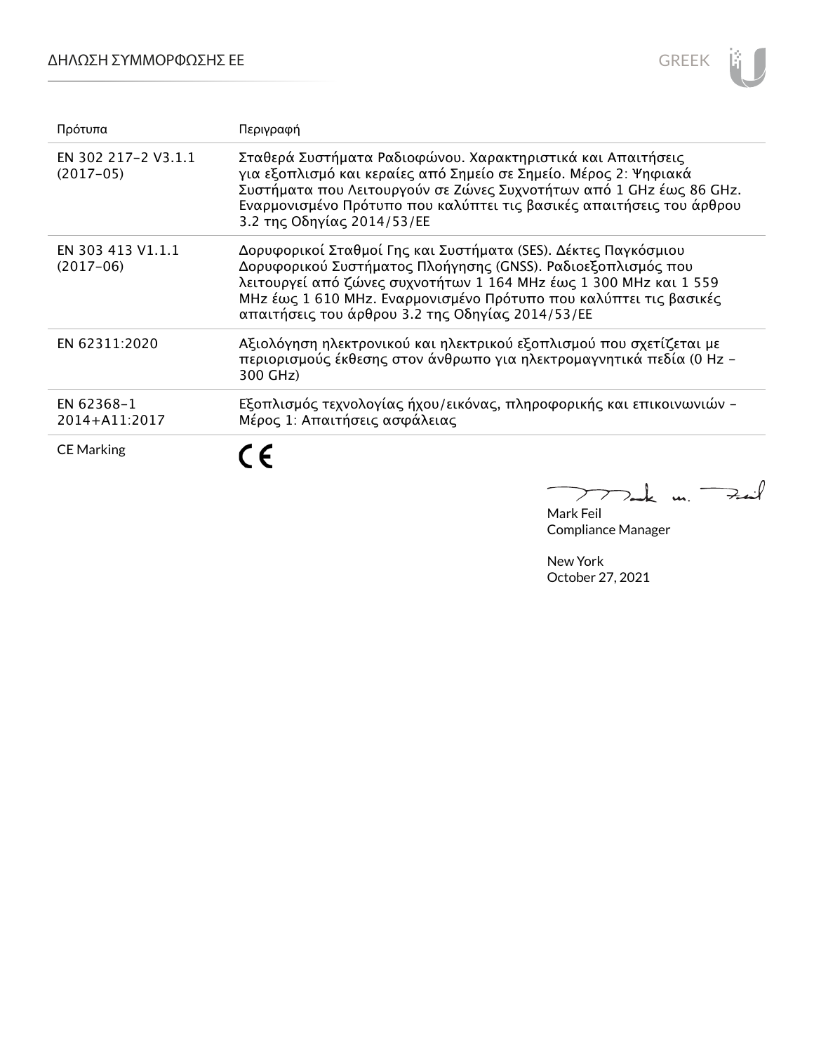| Πρότυπα | Περιγραφή |
|---|---|
| EN 302 217-2 V3.1.1 (2017-05) | Σταθερά Συστήματα Ραδιοφώνου. Χαρακτηριστικά και Απαιτήσεις για εξοπλισμό και κεραίες από Σημείο σε Σημείο. Μέρος 2: Ψηφιακά Συστήματα που Λειτουργούν σε Ζώνες Συχνοτήτων από 1 GHz έως 86 GHz. Εναρμονισμένο Πρότυπο που καλύπτει τις βασικές απαιτήσεις του άρθρου 3.2 της Οδηγίας 2014/53/ΕΕ |
| EN 303 413 V1.1.1 (2017-06) | Δορυφορικοί Σταθμοί Γης και Συστήματα (SES). Δέκτες Παγκόσμιου Δορυφορικού Συστήματος Πλοήγησης (GNSS). Ραδιοεξοπλισμός που λειτουργεί από ζώνες συχνοτήτων 1 164 MHz έως 1 300 MHz και 1 559 MHz έως 1 610 MHz. Εναρμονισμένο Πρότυπο που καλύπτει τις βασικές απαιτήσεις του άρθρου 3.2 της Οδηγίας 2014/53/ΕΕ |
| EN 62311:2020 | Αξιολόγηση ηλεκτρονικού και ηλεκτρικού εξοπλισμού που σχετίζεται με περιορισμούς έκθεσης στον άνθρωπο για ηλεκτρομαγνητικά πεδία (0 Hz - 300 GHz) |
| EN 62368-1 2014+A11:2017 | Εξοπλισμός τεχνολογίας ήχου/εικόνας, πληροφορικής και επικοινωνιών - Μέρος 1: Απαιτήσεις ασφάλειας |
| CE Marking | CE |

Mark Feil
Compliance Manager

New York
October 27, 2021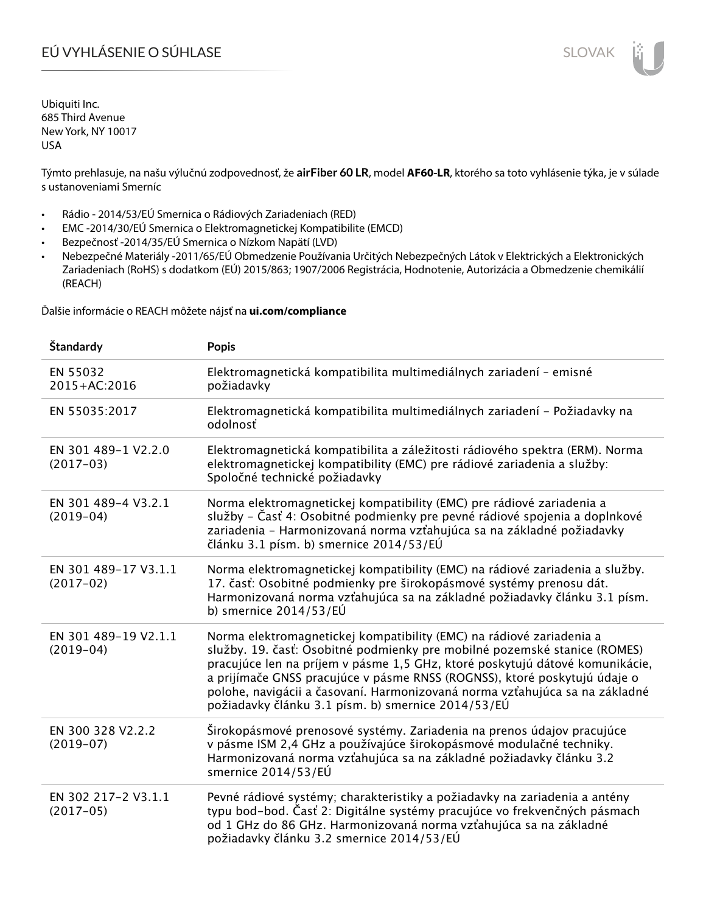# EÚ VYHLÁSENIE O SÚHLASE

SLOVAK

Ubiquiti Inc.
685 Third Avenue
New York, NY 10017
USA

Týmto prehlasuje, na našu výlučnú zodpovednosť, že **airFiber 60 LR**, model **AF60-LR**, ktorého sa toto vyhlásenie týka, je v súlade s ustanoveniami Smerníc

- Rádio - 2014/53/EÚ Smernica o Rádiových Zariadeniach (RED)
- EMC -2014/30/EÚ Smernica o Elektromagnetickej Kompatibilite (EMCD)
- Bezpečnosť -2014/35/EÚ Smernica o Nízkom Napätí (LVD)
- Nebezpečné Materiály -2011/65/EÚ Obmedzenie Používania Určitých Nebezpečných Látok v Elektrických a Elektronických Zariadeniach (RoHS) s dodatkom (EÚ) 2015/863; 1907/2006 Registrácia, Hodnotenie, Autorizácia a Obmedzenie chemikálií (REACH)

Ďalšie informácie o REACH môžete nájsť na **ui.com/compliance**

| Štandardy | Popis |
|---|---|
| EN 55032 2015+AC:2016 | Elektromagnetická kompatibilita multimediálnych zariadení – emisné požiadavky |
| EN 55035:2017 | Elektromagnetická kompatibilita multimediálnych zariadení – Požiadavky na odolnosť |
| EN 301 489-1 V2.2.0 (2017-03) | Elektromagnetická kompatibilita a záležitosti rádiového spektra (ERM). Norma elektromagnetickej kompatibility (EMC) pre rádiové zariadenia a služby: Spoločné technické požiadavky |
| EN 301 489-4 V3.2.1 (2019-04) | Norma elektromagnetickej kompatibility (EMC) pre rádiové zariadenia a služby – Časť 4: Osobitné podmienky pre pevné rádiové spojenia a doplnkové zariadenia – Harmonizovaná norma vzťahujúca sa na základné požiadavky článku 3.1 písm. b) smernice 2014/53/EÚ |
| EN 301 489-17 V3.1.1 (2017-02) | Norma elektromagnetickej kompatibility (EMC) na rádiové zariadenia a služby. 17. časť: Osobitné podmienky pre širokopásmové systémy prenosu dát. Harmonizovaná norma vzťahujúca sa na základné požiadavky článku 3.1 písm. b) smernice 2014/53/EÚ |
| EN 301 489-19 V2.1.1 (2019-04) | Norma elektromagnetickej kompatibility (EMC) na rádiové zariadenia a služby. 19. časť: Osobitné podmienky pre mobilné pozemské stanice (ROMES) pracujúce len na príjem v pásme 1,5 GHz, ktoré poskytujú dátové komunikácie, a prijímače GNSS pracujúce v pásme RNSS (ROGNSS), ktoré poskytujú údaje o polohe, navigácii a časovaní. Harmonizovaná norma vzťahujúca sa na základné požiadavky článku 3.1 písm. b) smernice 2014/53/EÚ |
| EN 300 328 V2.2.2 (2019-07) | Širokopásmové prenosové systémy. Zariadenia na prenos údajov pracujúce v pásme ISM 2,4 GHz a používajúce širokopásmové modulačné techniky. Harmonizovaná norma vzťahujúca sa na základné požiadavky článku 3.2 smernice 2014/53/EÚ |
| EN 302 217-2 V3.1.1 (2017-05) | Pevné rádiové systémy; charakteristiky a požiadavky na zariadenia a antény typu bod-bod. Časť 2: Digitálne systémy pracujúce vo frekvenčných pásmach od 1 GHz do 86 GHz. Harmonizovaná norma vzťahujúca sa na základné požiadavky článku 3.2 smernice 2014/53/EÚ |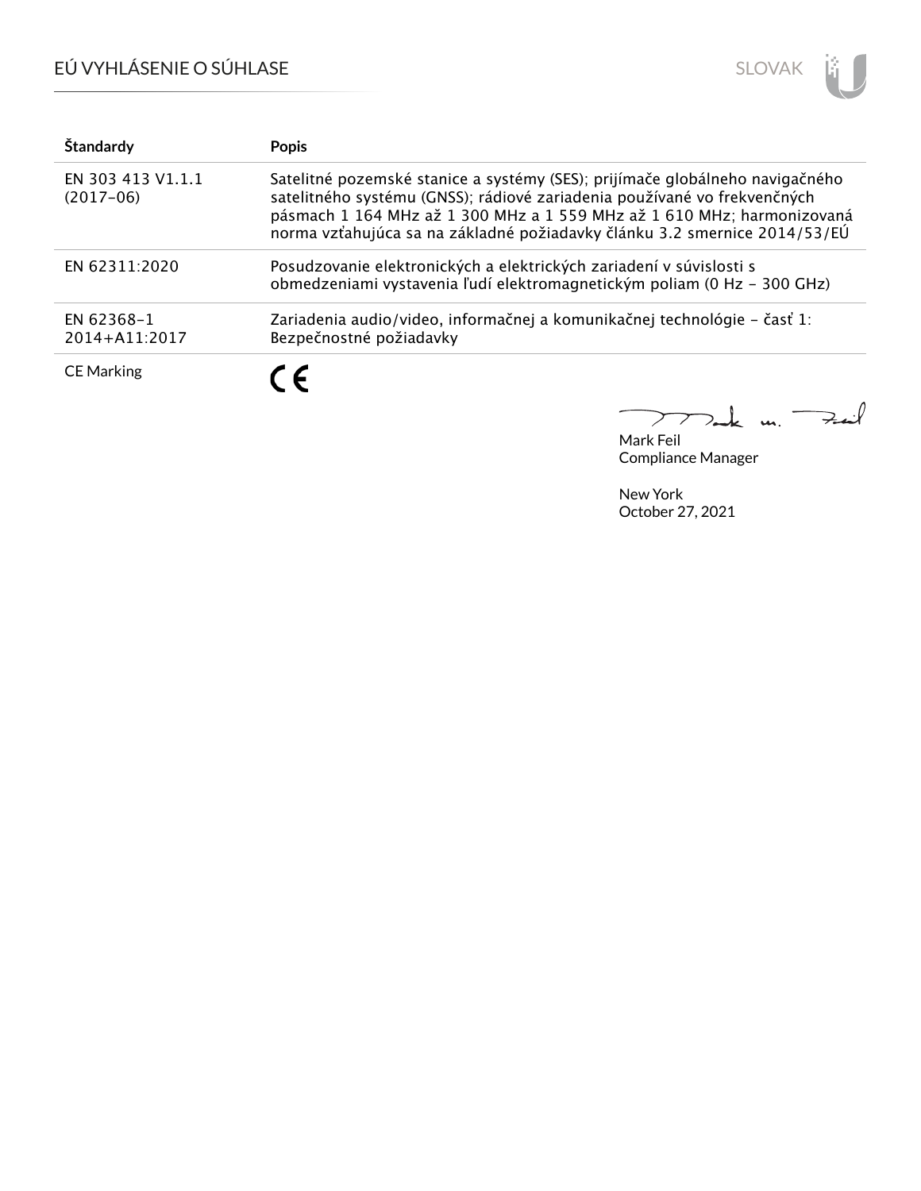| Štandardy | Popis |
| --- | --- |
| EN 303 413 V1.1.1 (2017-06) | Satelitné pozemské stanice a systémy (SES); prijímače globálneho navigačného satelitného systému (GNSS); rádiové zariadenia používané vo frekvenčných pásmach 1 164 MHz až 1 300 MHz a 1 559 MHz až 1 610 MHz; harmonizovaná norma vzťahujúca sa na základné požiadavky článku 3.2 smernice 2014/53/EÚ |
| EN 62311:2020 | Posudzovanie elektronických a elektrických zariadení v súvislosti s obmedzeniami vystavenia ľudí elektromagnetickým poliam (0 Hz - 300 GHz) |
| EN 62368-1 2014+A11:2017 | Zariadenia audio/video, informačnej a komunikačnej technológie - časť 1: Bezpečnostné požiadavky |
| CE Marking | CE |

Mark Feil
Compliance Manager

New York
October 27, 2021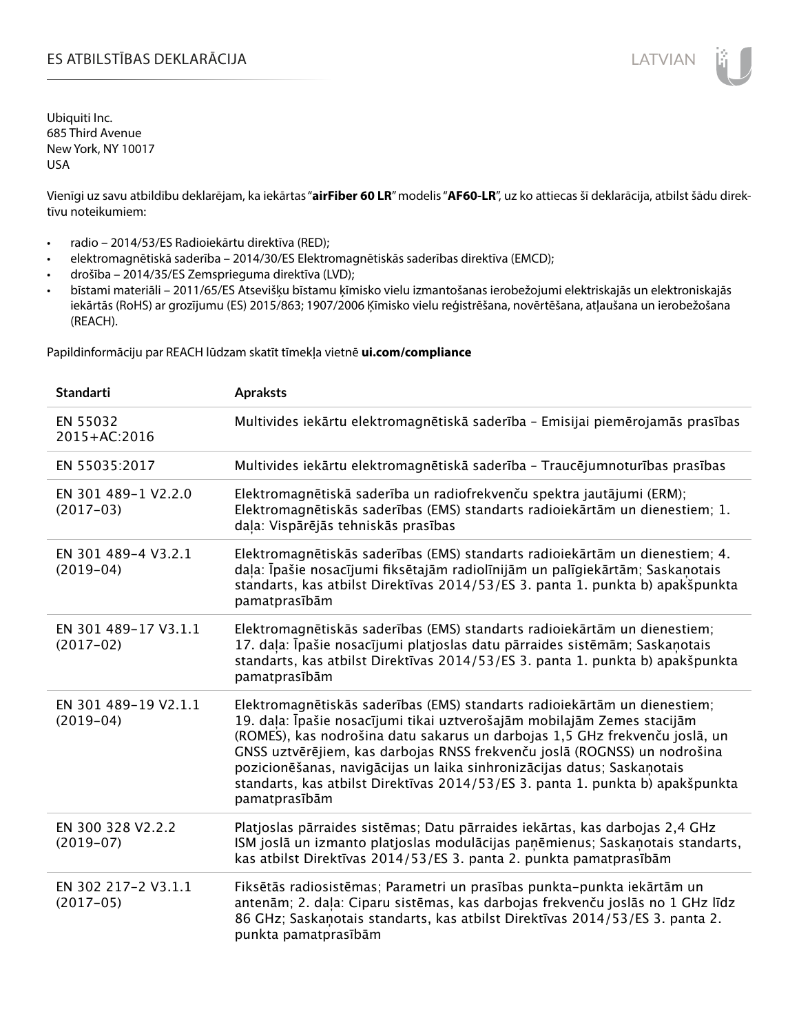# ES ATBILSTĪBAS DEKLARĀCIJA

Ubiquiti Inc.
685 Third Avenue
New York, NY 10017
USA

Vienīgi uz savu atbildību deklarējam, ka iekārtas "**airFiber 60 LR**" modelis "**AF60-LR**", uz ko attiecas šī deklarācija, atbilst šādu direktīvu noteikumiem:

- radio – 2014/53/ES Radioiekārtu direktīva (RED);
- elektromagnētiskā saderība – 2014/30/ES Elektromagnētiskās saderības direktīva (EMCD);
- drošība – 2014/35/ES Zemsprieguma direktīva (LVD);
- bīstami materiāli – 2011/65/ES Atsevišķu bīstamu ķīmisko vielu izmantošanas ierobežojumi elektriskajās un elektroniskajās iekārtās (RoHS) ar grozījumu (ES) 2015/863; 1907/2006 Ķīmisko vielu reģistrēšana, novērtēšana, atļaušana un ierobežošana (REACH).

Papildinformāciju par REACH lūdzam skatīt tīmekļa vietnē **ui.com/compliance**

| Standarti | Apraksts |
|---|---|
| EN 55032 2015+AC:2016 | Multivides iekārtu elektromagnētiskā saderība – Emisijai piemērojamās prasības |
| EN 55035:2017 | Multivides iekārtu elektromagnētiskā saderība – Traucējumnoturības prasības |
| EN 301 489-1 V2.2.0 (2017-03) | Elektromagnētiskā saderība un radiofrekvenču spektra jautājumi (ERM); Elektromagnētiskās saderības (EMS) standarts radioiekārtām un dienestiem; 1. daļa: Vispārējās tehniskās prasības |
| EN 301 489-4 V3.2.1 (2019-04) | Elektromagnētiskās saderības (EMS) standarts radioiekārtām un dienestiem; 4. daļa: Īpašie nosacījumi fiksētajām radiolīnijām un palīgiekārtām; Saskaņotais standarts, kas atbilst Direktīvas 2014/53/ES 3. panta 1. punkta b) apakšpunkta pamatprasībām |
| EN 301 489-17 V3.1.1 (2017-02) | Elektromagnētiskās saderības (EMS) standarts radioiekārtām un dienestiem; 17. daļa: Īpašie nosacījumi platjoslas datu pārraides sistēmām; Saskaņotais standarts, kas atbilst Direktīvas 2014/53/ES 3. panta 1. punkta b) apakšpunkta pamatprasībām |
| EN 301 489-19 V2.1.1 (2019-04) | Elektromagnētiskās saderības (EMS) standarts radioiekārtām un dienestiem; 19. daļa: Īpašie nosacījumi tikai uztverošajām mobilajām Zemes stacijām (ROMES), kas nodrošina datu sakarus un darbojas 1,5 GHz frekvenču joslā, un GNSS uztvērējiem, kas darbojas RNSS frekvenču joslā (ROGNSS) un nodrošina pozicionēšanas, navigācijas un laika sinhronizācijas datus; Saskaņotais standarts, kas atbilst Direktīvas 2014/53/ES 3. panta 1. punkta b) apakšpunkta pamatprasībām |
| EN 300 328 V2.2.2 (2019-07) | Platjoslas pārraides sistēmas; Datu pārraides iekārtas, kas darbojas 2,4 GHz ISM joslā un izmanto platjoslas modulācijas paņēmienus; Saskaņotais standarts, kas atbilst Direktīvas 2014/53/ES 3. panta 2. punkta pamatprasībām |
| EN 302 217-2 V3.1.1 (2017-05) | Fiksētās radiosistēmas; Parametri un prasības punkta-punkta iekārtām un antenām; 2. daļa: Ciparu sistēmas, kas darbojas frekvenču joslās no 1 GHz līdz 86 GHz; Saskaņotais standarts, kas atbilst Direktīvas 2014/53/ES 3. panta 2. punkta pamatprasībām |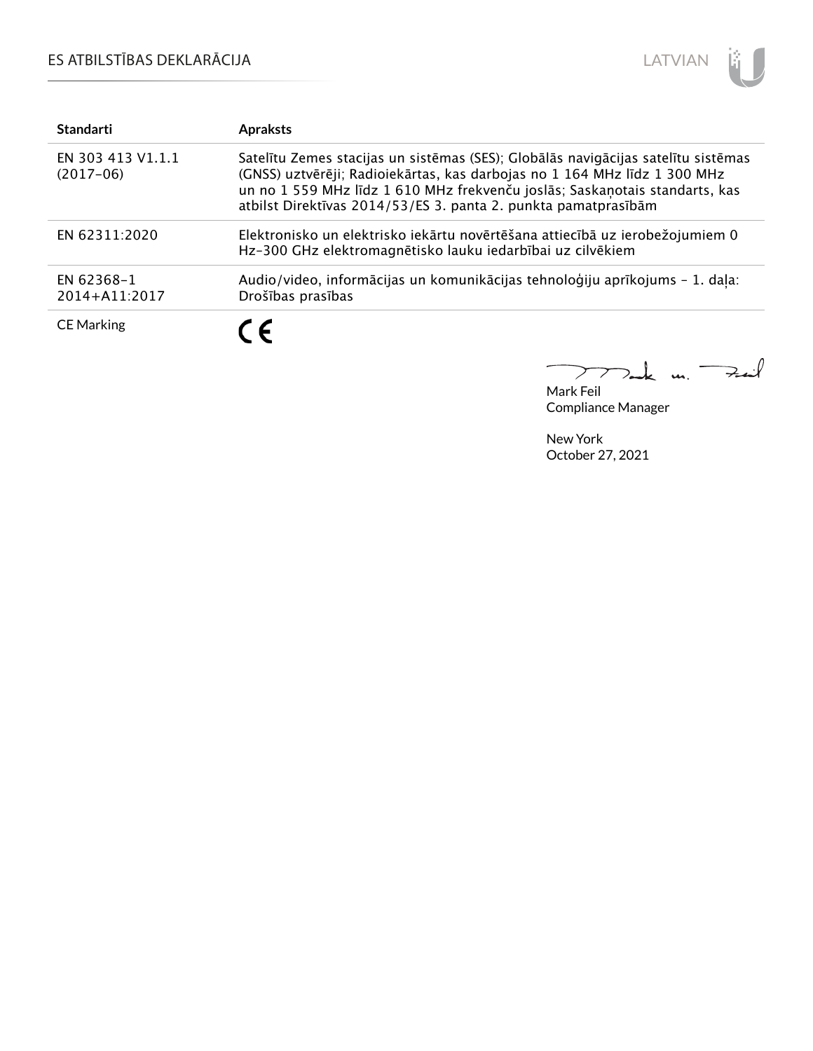| Standarti | Apraksts |
| --- | --- |
| EN 303 413 V1.1.1 (2017-06) | Satelītu Zemes stacijas un sistēmas (SES); Globālās navigācijas satelītu sistēmas (GNSS) uztvērēji; Radioiekārtas, kas darbojas no 1 164 MHz līdz 1 300 MHz un no 1 559 MHz līdz 1 610 MHz frekvenču joslās; Saskaņotais standarts, kas atbilst Direktīvas 2014/53/ES 3. panta 2. punkta pamatprasībām |
| EN 62311:2020 | Elektronisko un elektrisko iekārtu novērtēšana attiecībā uz ierobežojumiem 0 Hz-300 GHz elektromagnētisko lauku iedarbībai uz cilvēkiem |
| EN 62368-1 2014+A11:2017 | Audio/video, informācijas un komunikācijas tehnoloģiju aprīkojums - 1. daļa: Drošības prasības |
| CE Marking | CE |

Mark Feil
Compliance Manager

New York
October 27, 2021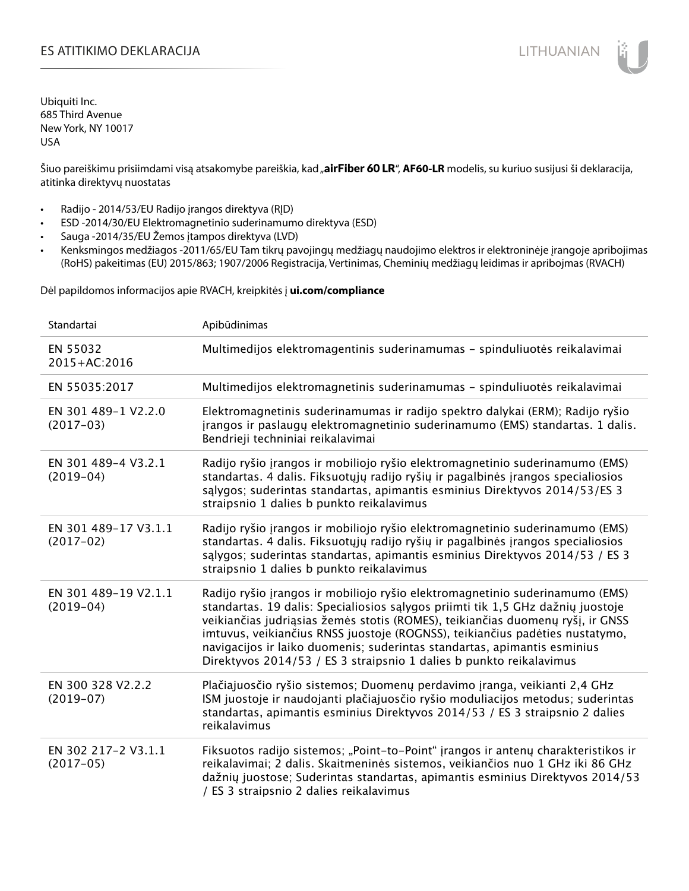# ES ATITIKIMO DEKLARACIJA

Ubiquiti Inc.
685 Third Avenue
New York, NY 10017
USA

Šiuo pareiškimu prisiimdami visą atsakomybe pareiškia, kad „**airFiber 60 LR**“, **AF60-LR** modelis, su kuriuo susijusi ši deklaracija, atitinka direktyvų nuostatas

- Radijo - 2014/53/EU Radijo įrangos direktyva (RĮD)
- ESD -2014/30/EU Elektromagnetinio suderinamumo direktyva (ESD)
- Sauga -2014/35/EU Žemos įtampos direktyva (LVD)
- Kenksmingos medžiagos -2011/65/EU Tam tikrų pavojingų medžiagų naudojimo elektros ir elektroninėje įrangoje apribojimas (RoHS) pakeitimas (EU) 2015/863; 1907/2006 Registracija, Vertinimas, Cheminių medžiagų leidimas ir apribojmas (RVACH)

Dėl papildomos informacijos apie RVACH, kreipkitės į **ui.com/compliance**

| Standartai | Apibūdinimas |
|---|---|
| EN 55032 2015+AC:2016 | Multimedijos elektromagentinis suderinamumas – spinduliuotės reikalavimai |
| EN 55035:2017 | Multimedijos elektromagnetinis suderinamumas – spinduliuotės reikalavimai |
| EN 301 489-1 V2.2.0 (2017-03) | Elektromagnetinis suderinamumas ir radijo spektro dalykai (ERM); Radijo ryšio įrangos ir paslaugų elektromagnetinio suderinamumo (EMS) standartas. 1 dalis. Bendrieji techniniai reikalavimai |
| EN 301 489-4 V3.2.1 (2019-04) | Radijo ryšio įrangos ir mobiliojo ryšio elektromagnetinio suderinamumo (EMS) standartas. 4 dalis. Fiksuotųjų radijo ryšių ir pagalbinės įrangos specialiosios sąlygos; suderintas standartas, apimantis esminius Direktyvos 2014/53/ES 3 straipsnio 1 dalies b punkto reikalavimus |
| EN 301 489-17 V3.1.1 (2017-02) | Radijo ryšio įrangos ir mobiliojo ryšio elektromagnetinio suderinamumo (EMS) standartas. 4 dalis. Fiksuotųjų radijo ryšių ir pagalbinės įrangos specialiosios sąlygos; suderintas standartas, apimantis esminius Direktyvos 2014/53 / ES 3 straipsnio 1 dalies b punkto reikalavimus |
| EN 301 489-19 V2.1.1 (2019-04) | Radijo ryšio įrangos ir mobiliojo ryšio elektromagnetinio suderinamumo (EMS) standartas. 19 dalis: Specialiosios sąlygos priimti tik 1,5 GHz dažnių juostoje veikiančias judriąsias žemės stotis (ROMES), teikiančias duomenų ryšį, ir GNSS imtuvus, veikiančius RNSS juostoje (ROGNSS), teikiančius padėties nustatymo, navigacijos ir laiko duomenis; suderintas standartas, apimantis esminius Direktyvos 2014/53 / ES 3 straipsnio 1 dalies b punkto reikalavimus |
| EN 300 328 V2.2.2 (2019-07) | Plačiajuosčio ryšio sistemos; Duomenų perdavimo įranga, veikianti 2,4 GHz ISM juostoje ir naudojanti plačiajuosčio ryšio moduliacijos metodus; suderintas standartas, apimantis esminius Direktyvos 2014/53 / ES 3 straipsnio 2 dalies reikalavimus |
| EN 302 217-2 V3.1.1 (2017-05) | Fiksuotos radijo sistemos; „Point-to-Point“ įrangos ir antenų charakteristikos ir reikalavimai; 2 dalis. Skaitmeninės sistemos, veikiančios nuo 1 GHz iki 86 GHz dažnių juostose; Suderintas standartas, apimantis esminius Direktyvos 2014/53 / ES 3 straipsnio 2 dalies reikalavimus |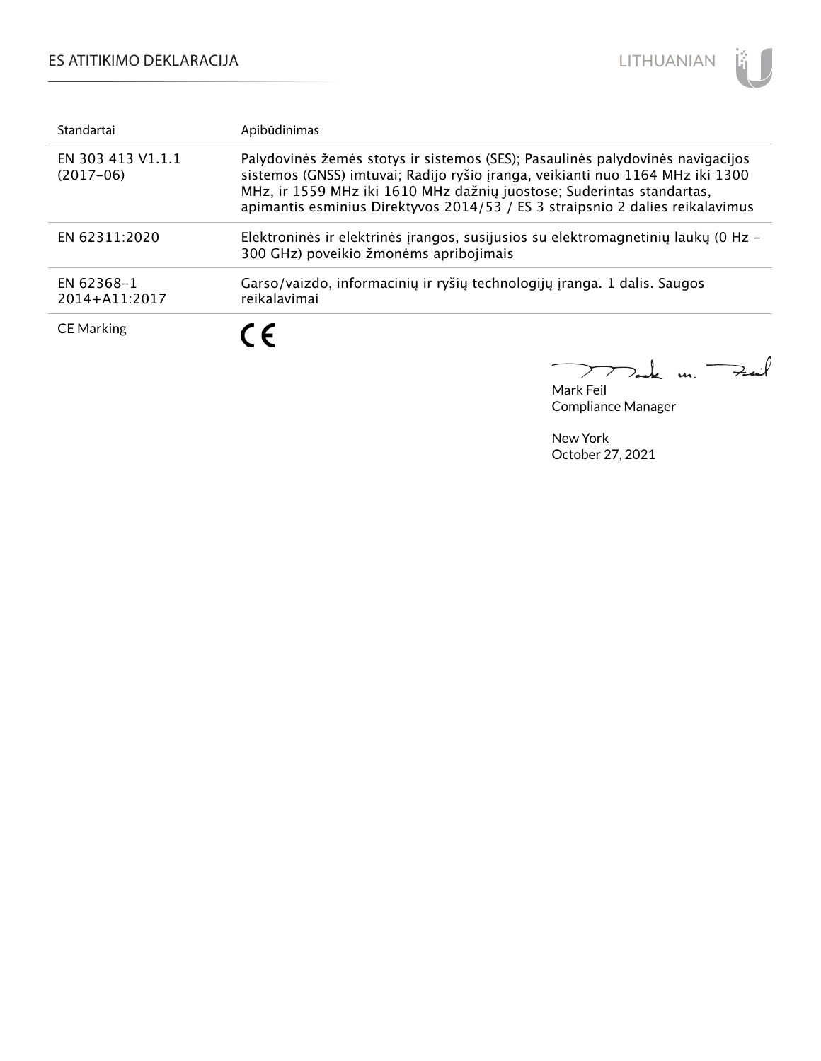| Standartai | Apibūdinimas |
| --- | --- |
| EN 303 413 V1.1.1 (2017-06) | Palydovinės žemės stotys ir sistemos (SES); Pasaulinės palydovinės navigacijos sistemos (GNSS) imtuvai; Radijo ryšio įranga, veikianti nuo 1164 MHz iki 1300 MHz, ir 1559 MHz iki 1610 MHz dažnių juostose; Suderintas standartas, apimantis esminius Direktyvos 2014/53 / ES 3 straipsnio 2 dalies reikalavimus |
| EN 62311:2020 | Elektroninės ir elektrinės įrangos, susijusios su elektromagnetinių laukų (0 Hz – 300 GHz) poveikio žmonėms apribojimais |
| EN 62368-1 2014+A11:2017 | Garso/vaizdo, informacinių ir ryšių technologijų įranga. 1 dalis. Saugos reikalavimai |
| CE Marking | CE |

Mark Feil
Compliance Manager

New York
October 27, 2021